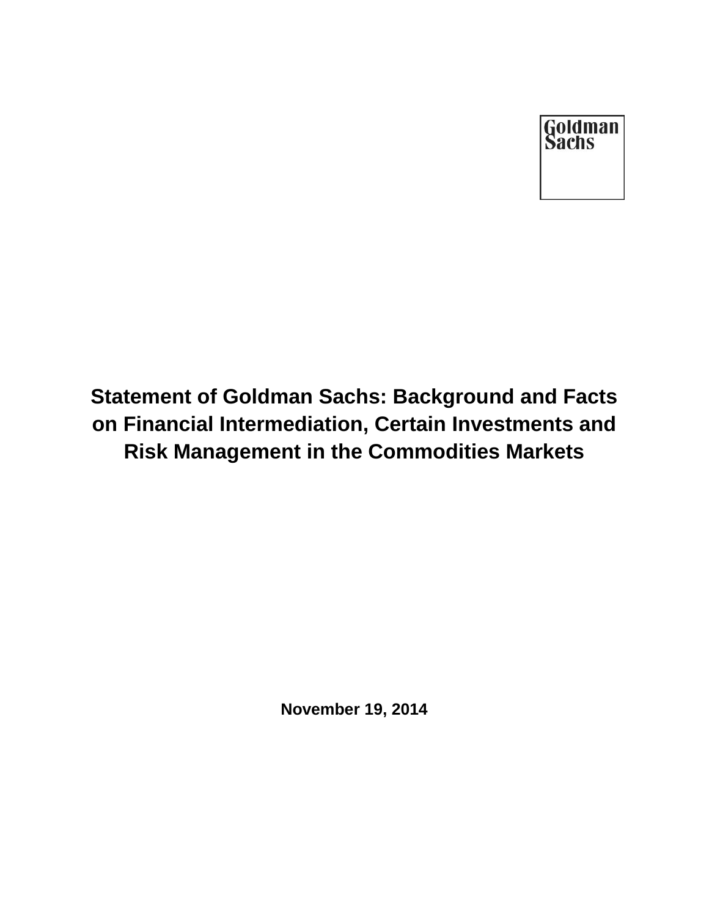Goldman Sachs

# Statement of Goldman Sachs: Background and Facts on Financial Intermediation, Certain Investments and Risk Management in the Commodities Markets

**November 19, 2014**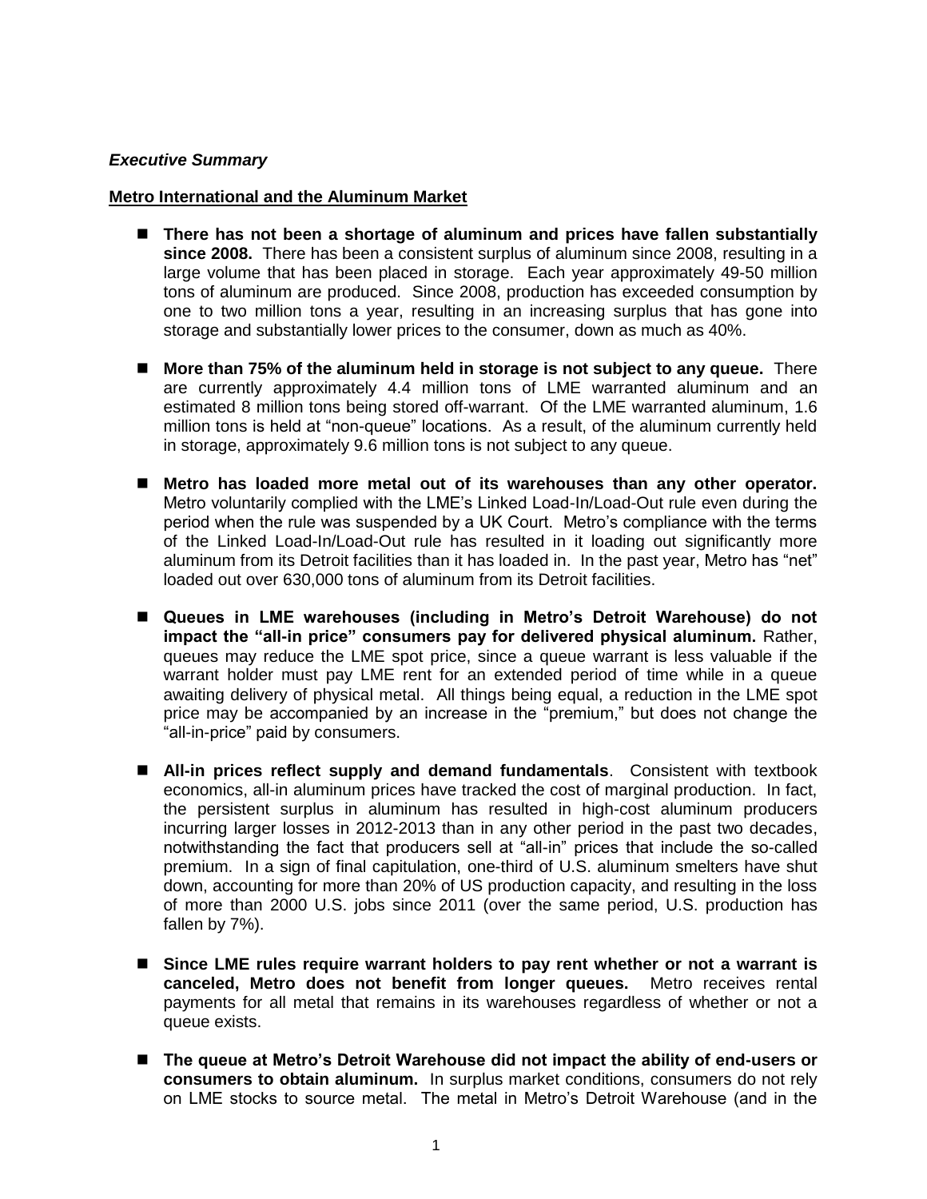***Executive Summary***

**Metro International and the Aluminum Market**

- **There has not been a shortage of aluminum and prices have fallen substantially since 2008.** There has been a consistent surplus of aluminum since 2008, resulting in a large volume that has been placed in storage. Each year approximately 49-50 million tons of aluminum are produced. Since 2008, production has exceeded consumption by one to two million tons a year, resulting in an increasing surplus that has gone into storage and substantially lower prices to the consumer, down as much as 40%.

- **More than 75% of the aluminum held in storage is not subject to any queue.** There are currently approximately 4.4 million tons of LME warranted aluminum and an estimated 8 million tons being stored off-warrant. Of the LME warranted aluminum, 1.6 million tons is held at "non-queue" locations. As a result, of the aluminum currently held in storage, approximately 9.6 million tons is not subject to any queue.

- **Metro has loaded more metal out of its warehouses than any other operator.** Metro voluntarily complied with the LME's Linked Load-In/Load-Out rule even during the period when the rule was suspended by a UK Court. Metro's compliance with the terms of the Linked Load-In/Load-Out rule has resulted in it loading out significantly more aluminum from its Detroit facilities than it has loaded in. In the past year, Metro has "net" loaded out over 630,000 tons of aluminum from its Detroit facilities.

- **Queues in LME warehouses (including in Metro's Detroit Warehouse) do not impact the "all-in price" consumers pay for delivered physical aluminum.** Rather, queues may reduce the LME spot price, since a queue warrant is less valuable if the warrant holder must pay LME rent for an extended period of time while in a queue awaiting delivery of physical metal. All things being equal, a reduction in the LME spot price may be accompanied by an increase in the "premium," but does not change the "all-in-price" paid by consumers.

- **All-in prices reflect supply and demand fundamentals**. Consistent with textbook economics, all-in aluminum prices have tracked the cost of marginal production. In fact, the persistent surplus in aluminum has resulted in high-cost aluminum producers incurring larger losses in 2012-2013 than in any other period in the past two decades, notwithstanding the fact that producers sell at "all-in" prices that include the so-called premium. In a sign of final capitulation, one-third of U.S. aluminum smelters have shut down, accounting for more than 20% of US production capacity, and resulting in the loss of more than 2000 U.S. jobs since 2011 (over the same period, U.S. production has fallen by 7%).

- **Since LME rules require warrant holders to pay rent whether or not a warrant is canceled, Metro does not benefit from longer queues.** Metro receives rental payments for all metal that remains in its warehouses regardless of whether or not a queue exists.

- **The queue at Metro's Detroit Warehouse did not impact the ability of end-users or consumers to obtain aluminum.** In surplus market conditions, consumers do not rely on LME stocks to source metal. The metal in Metro's Detroit Warehouse (and in the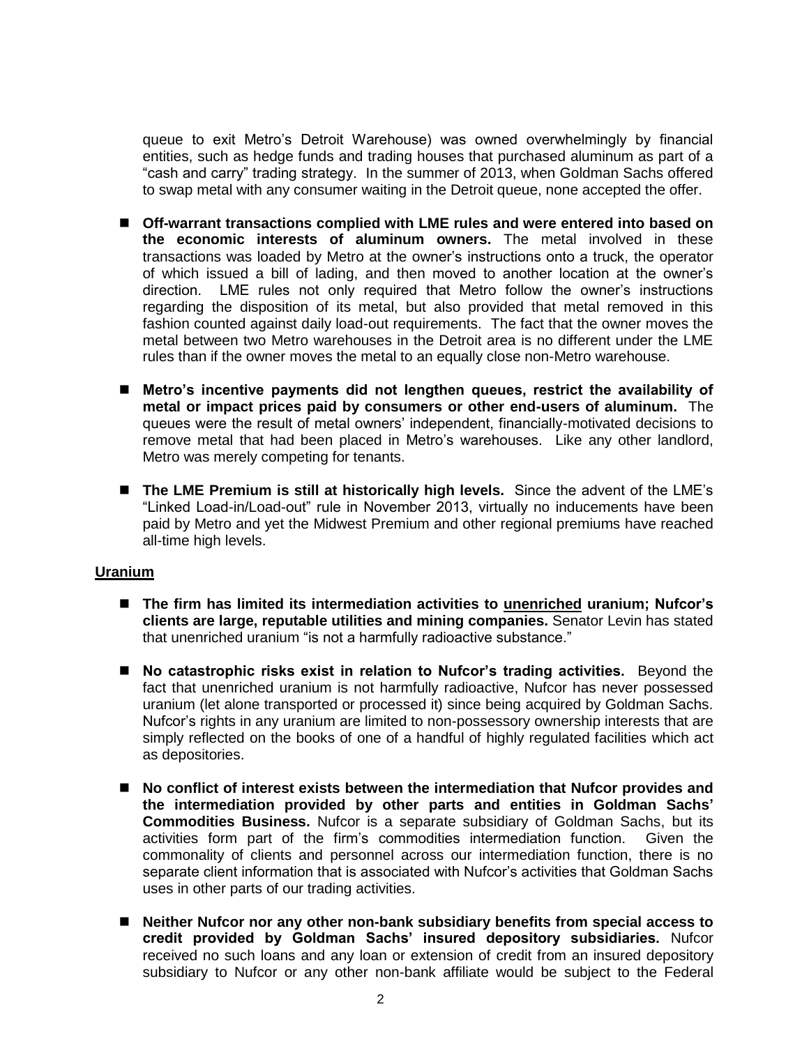queue to exit Metro's Detroit Warehouse) was owned overwhelmingly by financial entities, such as hedge funds and trading houses that purchased aluminum as part of a "cash and carry" trading strategy. In the summer of 2013, when Goldman Sachs offered to swap metal with any consumer waiting in the Detroit queue, none accepted the offer.

- **Off-warrant transactions complied with LME rules and were entered into based on the economic interests of aluminum owners.** The metal involved in these transactions was loaded by Metro at the owner's instructions onto a truck, the operator of which issued a bill of lading, and then moved to another location at the owner's direction. LME rules not only required that Metro follow the owner's instructions regarding the disposition of its metal, but also provided that metal removed in this fashion counted against daily load-out requirements. The fact that the owner moves the metal between two Metro warehouses in the Detroit area is no different under the LME rules than if the owner moves the metal to an equally close non-Metro warehouse.

- **Metro's incentive payments did not lengthen queues, restrict the availability of metal or impact prices paid by consumers or other end-users of aluminum.** The queues were the result of metal owners' independent, financially-motivated decisions to remove metal that had been placed in Metro's warehouses. Like any other landlord, Metro was merely competing for tenants.

- **The LME Premium is still at historically high levels.** Since the advent of the LME's "Linked Load-in/Load-out" rule in November 2013, virtually no inducements have been paid by Metro and yet the Midwest Premium and other regional premiums have reached all-time high levels.

**Uranium**

- **The firm has limited its intermediation activities to unenriched uranium; Nufcor's clients are large, reputable utilities and mining companies.** Senator Levin has stated that unenriched uranium "is not a harmfully radioactive substance."

- **No catastrophic risks exist in relation to Nufcor's trading activities.** Beyond the fact that unenriched uranium is not harmfully radioactive, Nufcor has never possessed uranium (let alone transported or processed it) since being acquired by Goldman Sachs. Nufcor's rights in any uranium are limited to non-possessory ownership interests that are simply reflected on the books of one of a handful of highly regulated facilities which act as depositories.

- **No conflict of interest exists between the intermediation that Nufcor provides and the intermediation provided by other parts and entities in Goldman Sachs' Commodities Business.** Nufcor is a separate subsidiary of Goldman Sachs, but its activities form part of the firm's commodities intermediation function. Given the commonality of clients and personnel across our intermediation function, there is no separate client information that is associated with Nufcor's activities that Goldman Sachs uses in other parts of our trading activities.

- **Neither Nufcor nor any other non-bank subsidiary benefits from special access to credit provided by Goldman Sachs' insured depository subsidiaries.** Nufcor received no such loans and any loan or extension of credit from an insured depository subsidiary to Nufcor or any other non-bank affiliate would be subject to the Federal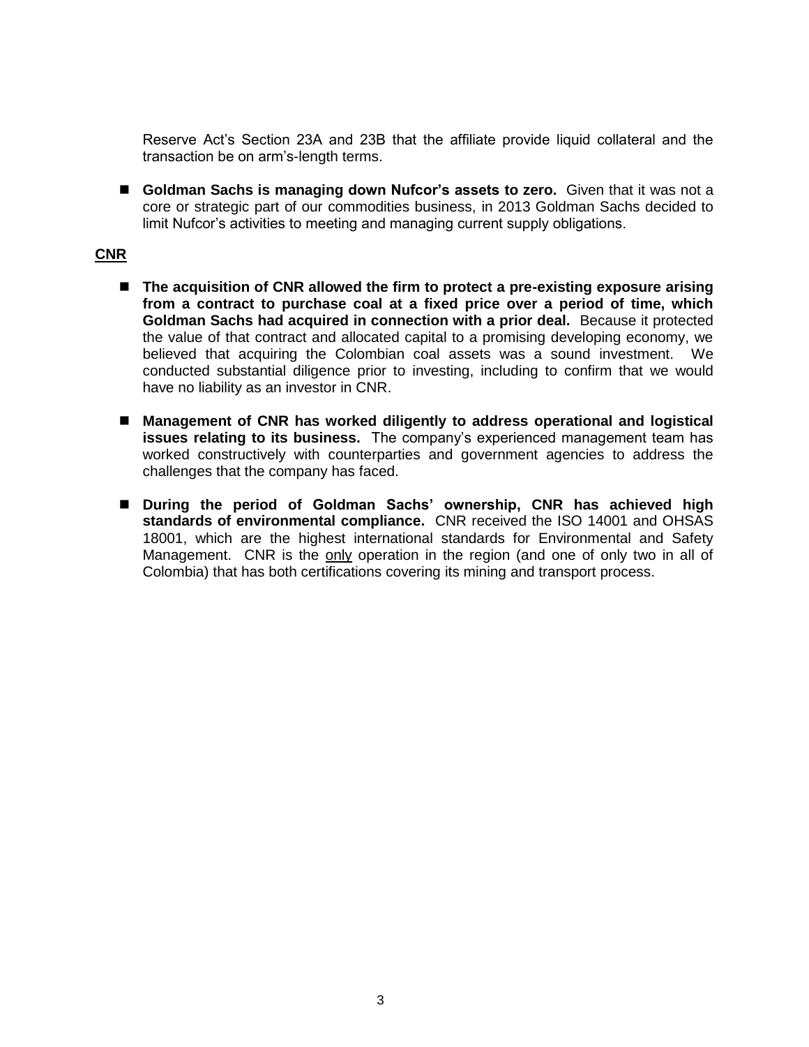Reserve Act's Section 23A and 23B that the affiliate provide liquid collateral and the transaction be on arm's-length terms.

- **Goldman Sachs is managing down Nufcor's assets to zero.** Given that it was not a core or strategic part of our commodities business, in 2013 Goldman Sachs decided to limit Nufcor's activities to meeting and managing current supply obligations.

**CNR**

- **The acquisition of CNR allowed the firm to protect a pre-existing exposure arising from a contract to purchase coal at a fixed price over a period of time, which Goldman Sachs had acquired in connection with a prior deal.** Because it protected the value of that contract and allocated capital to a promising developing economy, we believed that acquiring the Colombian coal assets was a sound investment. We conducted substantial diligence prior to investing, including to confirm that we would have no liability as an investor in CNR.

- **Management of CNR has worked diligently to address operational and logistical issues relating to its business.** The company's experienced management team has worked constructively with counterparties and government agencies to address the challenges that the company has faced.

- **During the period of Goldman Sachs' ownership, CNR has achieved high standards of environmental compliance.** CNR received the ISO 14001 and OHSAS 18001, which are the highest international standards for Environmental and Safety Management. CNR is the only operation in the region (and one of only two in all of Colombia) that has both certifications covering its mining and transport process.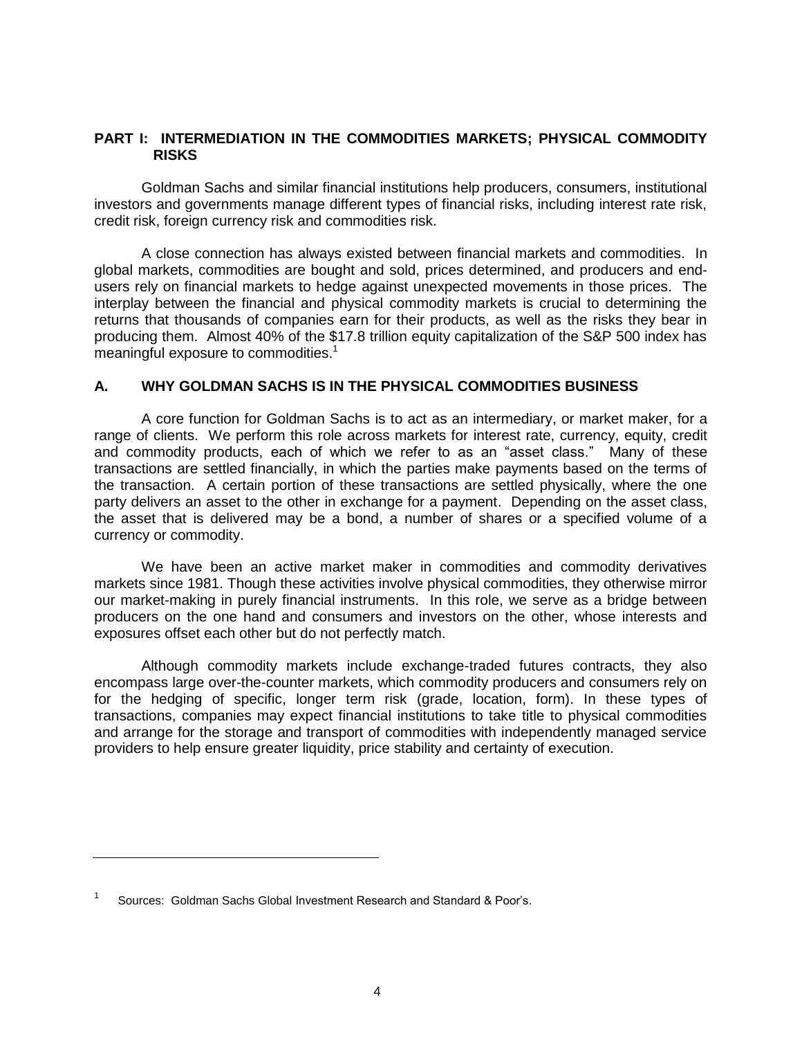## PART I: INTERMEDIATION IN THE COMMODITIES MARKETS; PHYSICAL COMMODITY RISKS

Goldman Sachs and similar financial institutions help producers, consumers, institutional investors and governments manage different types of financial risks, including interest rate risk, credit risk, foreign currency risk and commodities risk.

A close connection has always existed between financial markets and commodities. In global markets, commodities are bought and sold, prices determined, and producers and end-users rely on financial markets to hedge against unexpected movements in those prices. The interplay between the financial and physical commodity markets is crucial to determining the returns that thousands of companies earn for their products, as well as the risks they bear in producing them. Almost 40% of the $17.8 trillion equity capitalization of the S&P 500 index has meaningful exposure to commodities.[1]

### A. WHY GOLDMAN SACHS IS IN THE PHYSICAL COMMODITIES BUSINESS

A core function for Goldman Sachs is to act as an intermediary, or market maker, for a range of clients. We perform this role across markets for interest rate, currency, equity, credit and commodity products, each of which we refer to as an "asset class." Many of these transactions are settled financially, in which the parties make payments based on the terms of the transaction. A certain portion of these transactions are settled physically, where the one party delivers an asset to the other in exchange for a payment. Depending on the asset class, the asset that is delivered may be a bond, a number of shares or a specified volume of a currency or commodity.

We have been an active market maker in commodities and commodity derivatives markets since 1981. Though these activities involve physical commodities, they otherwise mirror our market-making in purely financial instruments. In this role, we serve as a bridge between producers on the one hand and consumers and investors on the other, whose interests and exposures offset each other but do not perfectly match.

Although commodity markets include exchange-traded futures contracts, they also encompass large over-the-counter markets, which commodity producers and consumers rely on for the hedging of specific, longer term risk (grade, location, form). In these types of transactions, companies may expect financial institutions to take title to physical commodities and arrange for the storage and transport of commodities with independently managed service providers to help ensure greater liquidity, price stability and certainty of execution.

---

[1] Sources: Goldman Sachs Global Investment Research and Standard & Poor's.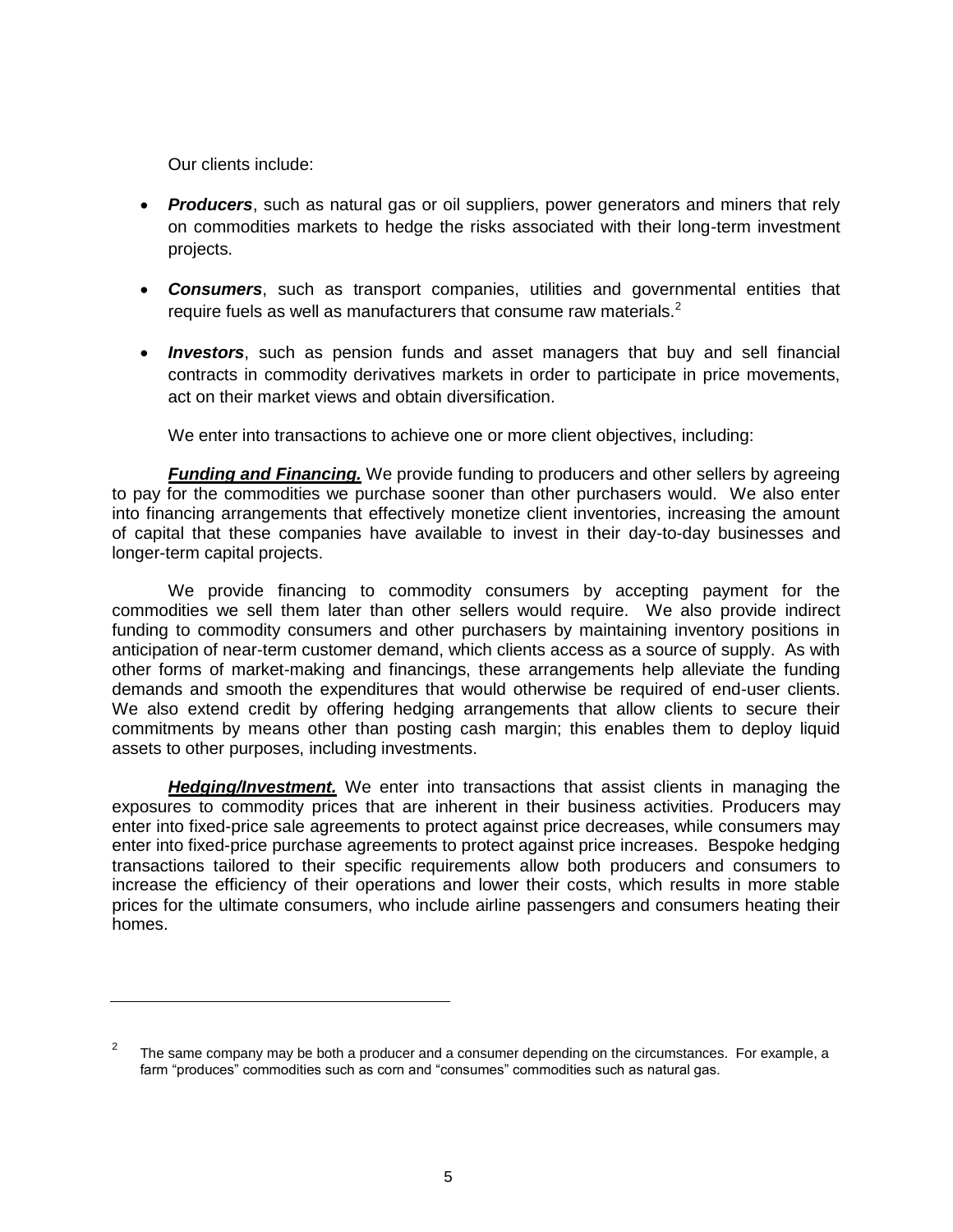Our clients include:

- ***Producers***, such as natural gas or oil suppliers, power generators and miners that rely on commodities markets to hedge the risks associated with their long-term investment projects.

- ***Consumers***, such as transport companies, utilities and governmental entities that require fuels as well as manufacturers that consume raw materials.[2]

- ***Investors***, such as pension funds and asset managers that buy and sell financial contracts in commodity derivatives markets in order to participate in price movements, act on their market views and obtain diversification.

We enter into transactions to achieve one or more client objectives, including:

***Funding and Financing.*** We provide funding to producers and other sellers by agreeing to pay for the commodities we purchase sooner than other purchasers would. We also enter into financing arrangements that effectively monetize client inventories, increasing the amount of capital that these companies have available to invest in their day-to-day businesses and longer-term capital projects.

We provide financing to commodity consumers by accepting payment for the commodities we sell them later than other sellers would require. We also provide indirect funding to commodity consumers and other purchasers by maintaining inventory positions in anticipation of near-term customer demand, which clients access as a source of supply. As with other forms of market-making and financings, these arrangements help alleviate the funding demands and smooth the expenditures that would otherwise be required of end-user clients. We also extend credit by offering hedging arrangements that allow clients to secure their commitments by means other than posting cash margin; this enables them to deploy liquid assets to other purposes, including investments.

***Hedging/Investment.*** We enter into transactions that assist clients in managing the exposures to commodity prices that are inherent in their business activities. Producers may enter into fixed-price sale agreements to protect against price decreases, while consumers may enter into fixed-price purchase agreements to protect against price increases. Bespoke hedging transactions tailored to their specific requirements allow both producers and consumers to increase the efficiency of their operations and lower their costs, which results in more stable prices for the ultimate consumers, who include airline passengers and consumers heating their homes.

---

[2] The same company may be both a producer and a consumer depending on the circumstances. For example, a farm "produces" commodities such as corn and "consumes" commodities such as natural gas.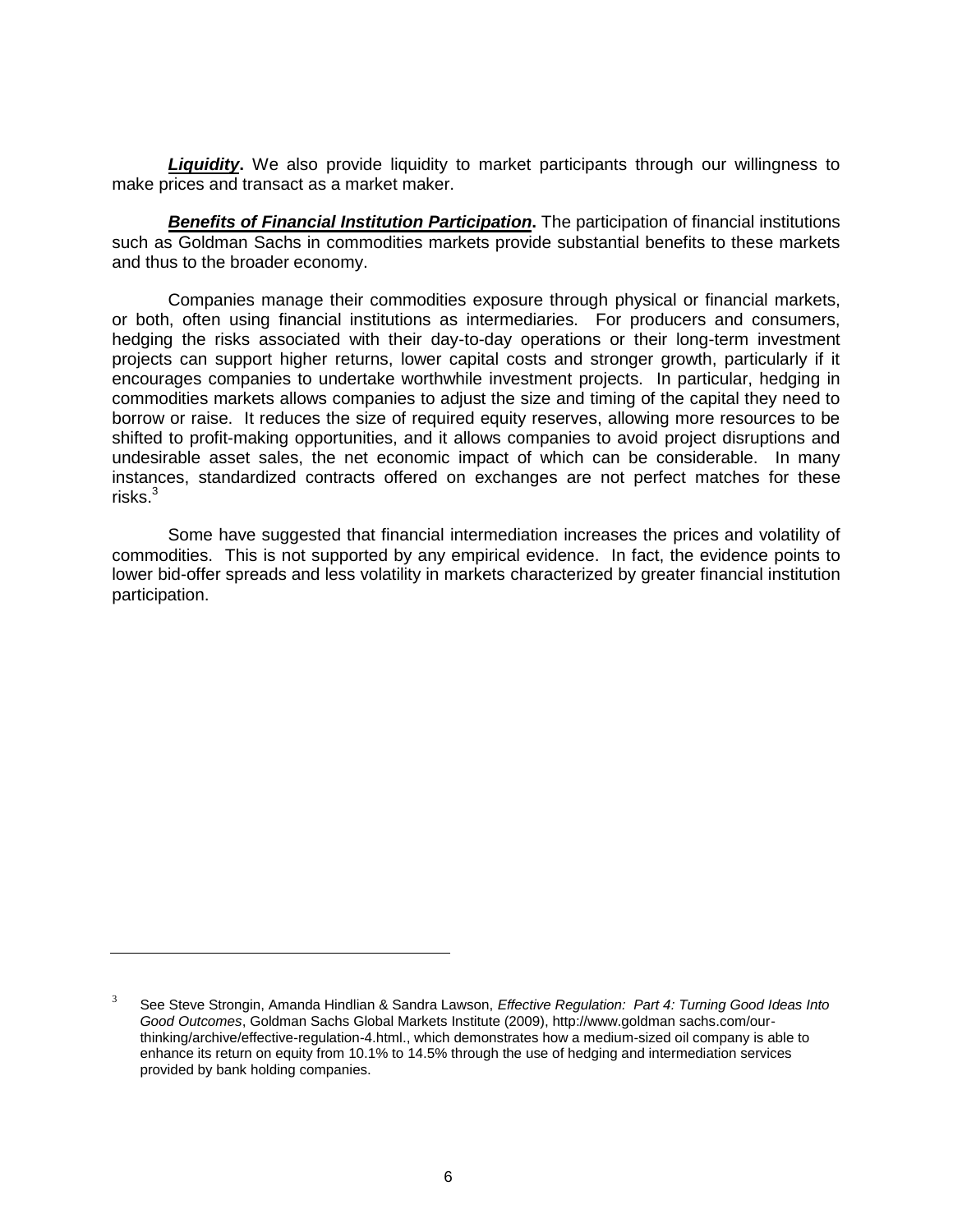***Liquidity*****.** We also provide liquidity to market participants through our willingness to make prices and transact as a market maker.

***Benefits of Financial Institution Participation*****.** The participation of financial institutions such as Goldman Sachs in commodities markets provide substantial benefits to these markets and thus to the broader economy.

Companies manage their commodities exposure through physical or financial markets, or both, often using financial institutions as intermediaries. For producers and consumers, hedging the risks associated with their day-to-day operations or their long-term investment projects can support higher returns, lower capital costs and stronger growth, particularly if it encourages companies to undertake worthwhile investment projects. In particular, hedging in commodities markets allows companies to adjust the size and timing of the capital they need to borrow or raise. It reduces the size of required equity reserves, allowing more resources to be shifted to profit-making opportunities, and it allows companies to avoid project disruptions and undesirable asset sales, the net economic impact of which can be considerable. In many instances, standardized contracts offered on exchanges are not perfect matches for these risks.[3]

Some have suggested that financial intermediation increases the prices and volatility of commodities. This is not supported by any empirical evidence. In fact, the evidence points to lower bid-offer spreads and less volatility in markets characterized by greater financial institution participation.

---

[3] See Steve Strongin, Amanda Hindlian & Sandra Lawson, *Effective Regulation: Part 4: Turning Good Ideas Into Good Outcomes*, Goldman Sachs Global Markets Institute (2009), http://www.goldman sachs.com/our-thinking/archive/effective-regulation-4.html., which demonstrates how a medium-sized oil company is able to enhance its return on equity from 10.1% to 14.5% through the use of hedging and intermediation services provided by bank holding companies.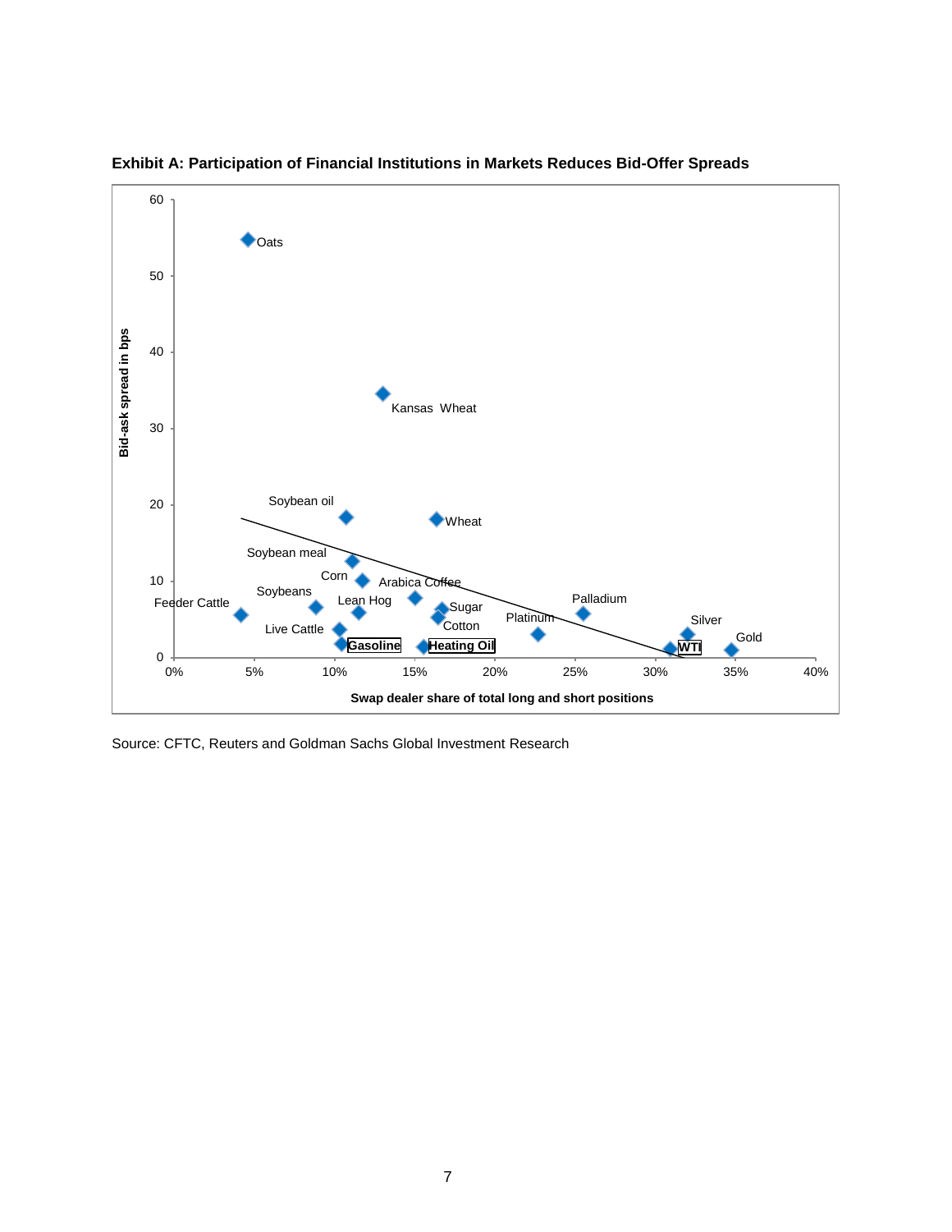**Exhibit A: Participation of Financial Institutions in Markets Reduces Bid-Offer Spreads**

Source: CFTC, Reuters and Goldman Sachs Global Investment Research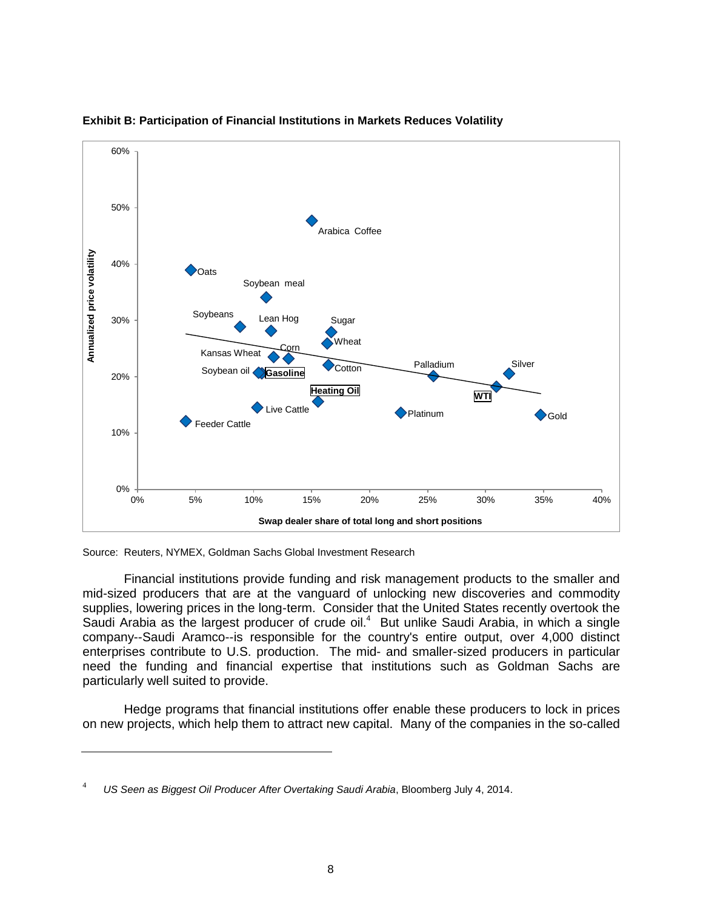**Exhibit B: Participation of Financial Institutions in Markets Reduces Volatility**

Source: Reuters, NYMEX, Goldman Sachs Global Investment Research

Financial institutions provide funding and risk management products to the smaller and mid-sized producers that are at the vanguard of unlocking new discoveries and commodity supplies, lowering prices in the long-term. Consider that the United States recently overtook the Saudi Arabia as the largest producer of crude oil.[4] But unlike Saudi Arabia, in which a single company--Saudi Aramco--is responsible for the country's entire output, over 4,000 distinct enterprises contribute to U.S. production. The mid- and smaller-sized producers in particular need the funding and financial expertise that institutions such as Goldman Sachs are particularly well suited to provide.

Hedge programs that financial institutions offer enable these producers to lock in prices on new projects, which help them to attract new capital. Many of the companies in the so-called

---

[4] *US Seen as Biggest Oil Producer After Overtaking Saudi Arabia*, Bloomberg July 4, 2014.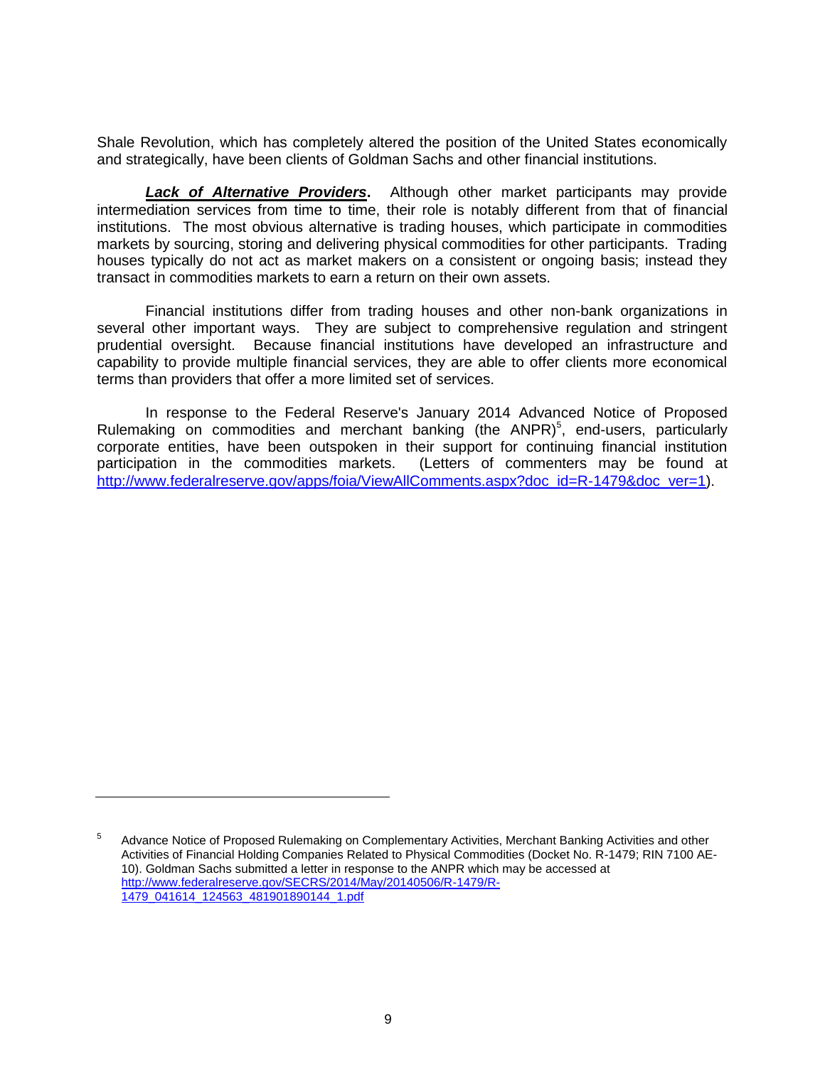Shale Revolution, which has completely altered the position of the United States economically and strategically, have been clients of Goldman Sachs and other financial institutions.

***Lack of Alternative Providers*.** Although other market participants may provide intermediation services from time to time, their role is notably different from that of financial institutions. The most obvious alternative is trading houses, which participate in commodities markets by sourcing, storing and delivering physical commodities for other participants. Trading houses typically do not act as market makers on a consistent or ongoing basis; instead they transact in commodities markets to earn a return on their own assets.

Financial institutions differ from trading houses and other non-bank organizations in several other important ways. They are subject to comprehensive regulation and stringent prudential oversight. Because financial institutions have developed an infrastructure and capability to provide multiple financial services, they are able to offer clients more economical terms than providers that offer a more limited set of services.

In response to the Federal Reserve's January 2014 Advanced Notice of Proposed Rulemaking on commodities and merchant banking (the ANPR)[5], end-users, particularly corporate entities, have been outspoken in their support for continuing financial institution participation in the commodities markets. (Letters of commenters may be found at http://www.federalreserve.gov/apps/foia/ViewAllComments.aspx?doc_id=R-1479&doc_ver=1).

---

[5] Advance Notice of Proposed Rulemaking on Complementary Activities, Merchant Banking Activities and other Activities of Financial Holding Companies Related to Physical Commodities (Docket No. R-1479; RIN 7100 AE-10). Goldman Sachs submitted a letter in response to the ANPR which may be accessed at http://www.federalreserve.gov/SECRS/2014/May/20140506/R-1479/R-1479_041614_124563_481901890144_1.pdf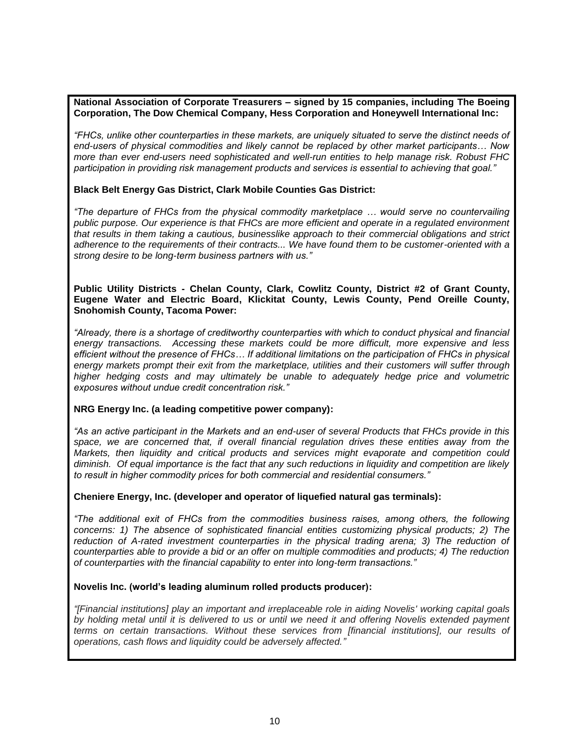**National Association of Corporate Treasurers – signed by 15 companies, including The Boeing Corporation, The Dow Chemical Company, Hess Corporation and Honeywell International Inc:**

*"FHCs, unlike other counterparties in these markets, are uniquely situated to serve the distinct needs of end-users of physical commodities and likely cannot be replaced by other market participants… Now more than ever end-users need sophisticated and well-run entities to help manage risk. Robust FHC participation in providing risk management products and services is essential to achieving that goal."*

**Black Belt Energy Gas District, Clark Mobile Counties Gas District:**

*"The departure of FHCs from the physical commodity marketplace … would serve no countervailing public purpose. Our experience is that FHCs are more efficient and operate in a regulated environment that results in them taking a cautious, businesslike approach to their commercial obligations and strict adherence to the requirements of their contracts... We have found them to be customer-oriented with a strong desire to be long-term business partners with us."*

**Public Utility Districts - Chelan County, Clark, Cowlitz County, District #2 of Grant County, Eugene Water and Electric Board, Klickitat County, Lewis County, Pend Oreille County, Snohomish County, Tacoma Power:**

*"Already, there is a shortage of creditworthy counterparties with which to conduct physical and financial energy transactions. Accessing these markets could be more difficult, more expensive and less efficient without the presence of FHCs… If additional limitations on the participation of FHCs in physical energy markets prompt their exit from the marketplace, utilities and their customers will suffer through higher hedging costs and may ultimately be unable to adequately hedge price and volumetric exposures without undue credit concentration risk."*

**NRG Energy Inc. (a leading competitive power company):**

*"As an active participant in the Markets and an end-user of several Products that FHCs provide in this space, we are concerned that, if overall financial regulation drives these entities away from the Markets, then liquidity and critical products and services might evaporate and competition could diminish. Of equal importance is the fact that any such reductions in liquidity and competition are likely to result in higher commodity prices for both commercial and residential consumers."*

**Cheniere Energy, Inc. (developer and operator of liquefied natural gas terminals):**

*"The additional exit of FHCs from the commodities business raises, among others, the following concerns: 1) The absence of sophisticated financial entities customizing physical products; 2) The reduction of A-rated investment counterparties in the physical trading arena; 3) The reduction of counterparties able to provide a bid or an offer on multiple commodities and products; 4) The reduction of counterparties with the financial capability to enter into long-term transactions."*

**Novelis Inc. (world's leading aluminum rolled products producer):**

*"[Financial institutions] play an important and irreplaceable role in aiding Novelis' working capital goals by holding metal until it is delivered to us or until we need it and offering Novelis extended payment terms on certain transactions. Without these services from [financial institutions], our results of operations, cash flows and liquidity could be adversely affected."*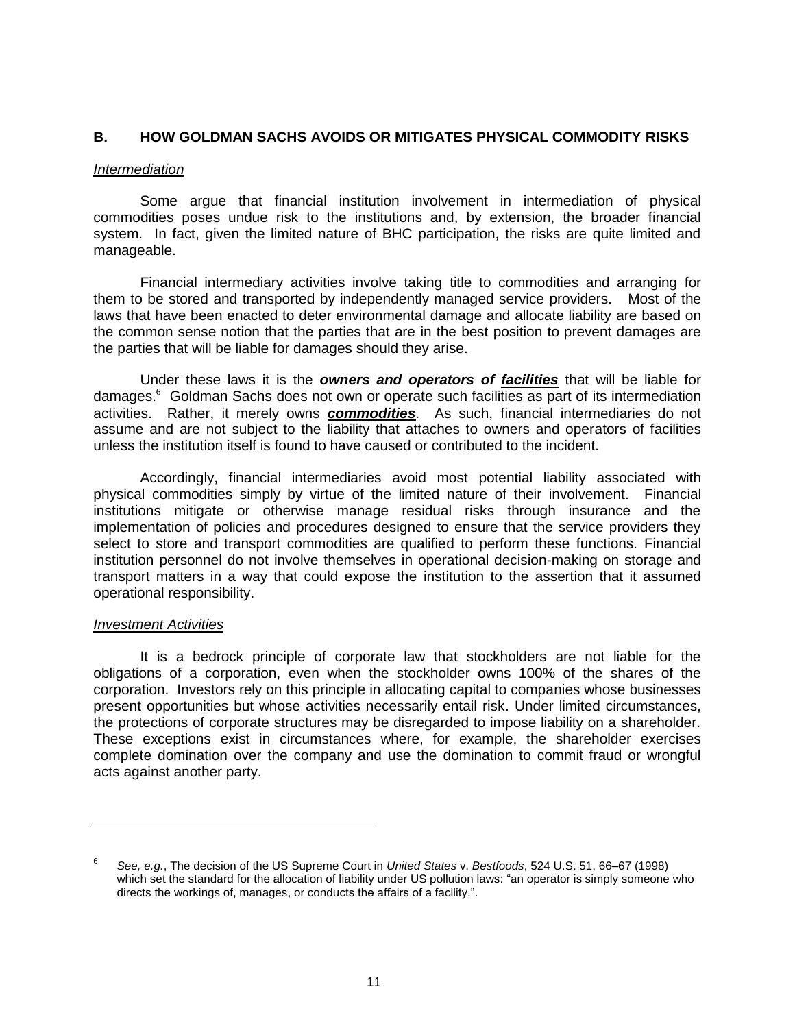## B. HOW GOLDMAN SACHS AVOIDS OR MITIGATES PHYSICAL COMMODITY RISKS

*Intermediation*

Some argue that financial institution involvement in intermediation of physical commodities poses undue risk to the institutions and, by extension, the broader financial system. In fact, given the limited nature of BHC participation, the risks are quite limited and manageable.

Financial intermediary activities involve taking title to commodities and arranging for them to be stored and transported by independently managed service providers. Most of the laws that have been enacted to deter environmental damage and allocate liability are based on the common sense notion that the parties that are in the best position to prevent damages are the parties that will be liable for damages should they arise.

Under these laws it is the ***owners and operators of <u>facilities</u>*** that will be liable for damages.[6] Goldman Sachs does not own or operate such facilities as part of its intermediation activities. Rather, it merely owns ***<u>commodities</u>***. As such, financial intermediaries do not assume and are not subject to the liability that attaches to owners and operators of facilities unless the institution itself is found to have caused or contributed to the incident.

Accordingly, financial intermediaries avoid most potential liability associated with physical commodities simply by virtue of the limited nature of their involvement. Financial institutions mitigate or otherwise manage residual risks through insurance and the implementation of policies and procedures designed to ensure that the service providers they select to store and transport commodities are qualified to perform these functions. Financial institution personnel do not involve themselves in operational decision-making on storage and transport matters in a way that could expose the institution to the assertion that it assumed operational responsibility.

*Investment Activities*

It is a bedrock principle of corporate law that stockholders are not liable for the obligations of a corporation, even when the stockholder owns 100% of the shares of the corporation. Investors rely on this principle in allocating capital to companies whose businesses present opportunities but whose activities necessarily entail risk. Under limited circumstances, the protections of corporate structures may be disregarded to impose liability on a shareholder. These exceptions exist in circumstances where, for example, the shareholder exercises complete domination over the company and use the domination to commit fraud or wrongful acts against another party.

---

[6] *See, e.g.*, The decision of the US Supreme Court in *United States* v. *Bestfoods*, 524 U.S. 51, 66–67 (1998) which set the standard for the allocation of liability under US pollution laws: "an operator is simply someone who directs the workings of, manages, or conducts the affairs of a facility.".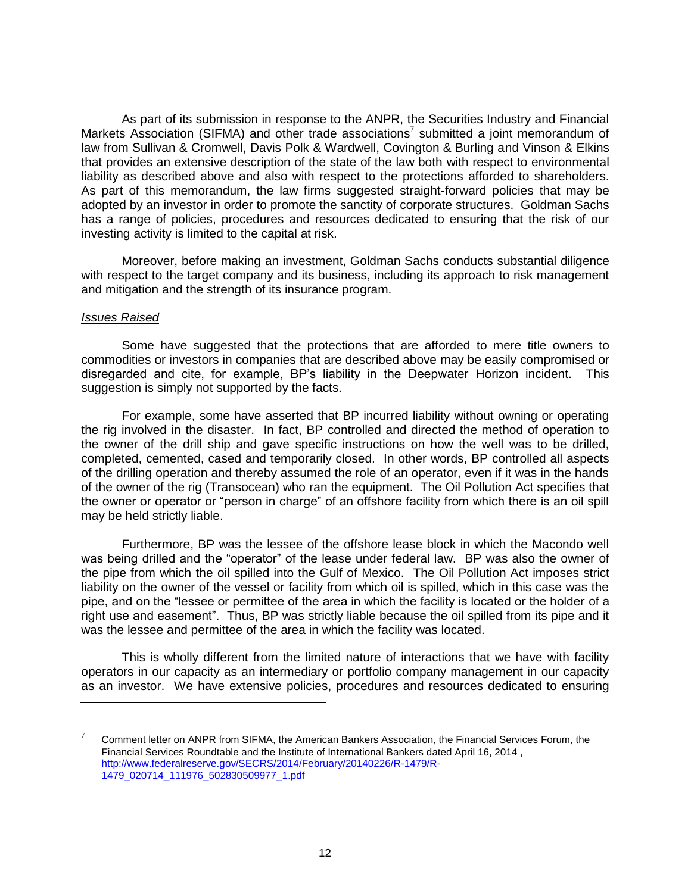As part of its submission in response to the ANPR, the Securities Industry and Financial Markets Association (SIFMA) and other trade associations[7] submitted a joint memorandum of law from Sullivan & Cromwell, Davis Polk & Wardwell, Covington & Burling and Vinson & Elkins that provides an extensive description of the state of the law both with respect to environmental liability as described above and also with respect to the protections afforded to shareholders. As part of this memorandum, the law firms suggested straight-forward policies that may be adopted by an investor in order to promote the sanctity of corporate structures. Goldman Sachs has a range of policies, procedures and resources dedicated to ensuring that the risk of our investing activity is limited to the capital at risk.

Moreover, before making an investment, Goldman Sachs conducts substantial diligence with respect to the target company and its business, including its approach to risk management and mitigation and the strength of its insurance program.

*Issues Raised*

Some have suggested that the protections that are afforded to mere title owners to commodities or investors in companies that are described above may be easily compromised or disregarded and cite, for example, BP's liability in the Deepwater Horizon incident. This suggestion is simply not supported by the facts.

For example, some have asserted that BP incurred liability without owning or operating the rig involved in the disaster. In fact, BP controlled and directed the method of operation to the owner of the drill ship and gave specific instructions on how the well was to be drilled, completed, cemented, cased and temporarily closed. In other words, BP controlled all aspects of the drilling operation and thereby assumed the role of an operator, even if it was in the hands of the owner of the rig (Transocean) who ran the equipment. The Oil Pollution Act specifies that the owner or operator or "person in charge" of an offshore facility from which there is an oil spill may be held strictly liable.

Furthermore, BP was the lessee of the offshore lease block in which the Macondo well was being drilled and the "operator" of the lease under federal law. BP was also the owner of the pipe from which the oil spilled into the Gulf of Mexico. The Oil Pollution Act imposes strict liability on the owner of the vessel or facility from which oil is spilled, which in this case was the pipe, and on the "lessee or permittee of the area in which the facility is located or the holder of a right use and easement". Thus, BP was strictly liable because the oil spilled from its pipe and it was the lessee and permittee of the area in which the facility was located.

This is wholly different from the limited nature of interactions that we have with facility operators in our capacity as an intermediary or portfolio company management in our capacity as an investor. We have extensive policies, procedures and resources dedicated to ensuring

---

[7] Comment letter on ANPR from SIFMA, the American Bankers Association, the Financial Services Forum, the Financial Services Roundtable and the Institute of International Bankers dated April 16, 2014 , http://www.federalreserve.gov/SECRS/2014/February/20140226/R-1479/R-1479_020714_111976_502830509977_1.pdf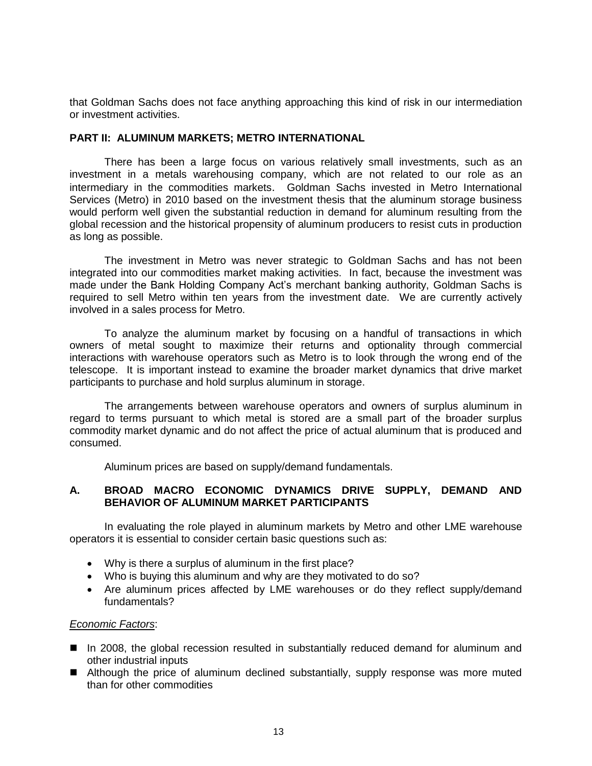that Goldman Sachs does not face anything approaching this kind of risk in our intermediation or investment activities.

## PART II: ALUMINUM MARKETS; METRO INTERNATIONAL

There has been a large focus on various relatively small investments, such as an investment in a metals warehousing company, which are not related to our role as an intermediary in the commodities markets. Goldman Sachs invested in Metro International Services (Metro) in 2010 based on the investment thesis that the aluminum storage business would perform well given the substantial reduction in demand for aluminum resulting from the global recession and the historical propensity of aluminum producers to resist cuts in production as long as possible.

The investment in Metro was never strategic to Goldman Sachs and has not been integrated into our commodities market making activities. In fact, because the investment was made under the Bank Holding Company Act's merchant banking authority, Goldman Sachs is required to sell Metro within ten years from the investment date. We are currently actively involved in a sales process for Metro.

To analyze the aluminum market by focusing on a handful of transactions in which owners of metal sought to maximize their returns and optionality through commercial interactions with warehouse operators such as Metro is to look through the wrong end of the telescope. It is important instead to examine the broader market dynamics that drive market participants to purchase and hold surplus aluminum in storage.

The arrangements between warehouse operators and owners of surplus aluminum in regard to terms pursuant to which metal is stored are a small part of the broader surplus commodity market dynamic and do not affect the price of actual aluminum that is produced and consumed.

Aluminum prices are based on supply/demand fundamentals.

### A. BROAD MACRO ECONOMIC DYNAMICS DRIVE SUPPLY, DEMAND AND BEHAVIOR OF ALUMINUM MARKET PARTICIPANTS

In evaluating the role played in aluminum markets by Metro and other LME warehouse operators it is essential to consider certain basic questions such as:

- Why is there a surplus of aluminum in the first place?
- Who is buying this aluminum and why are they motivated to do so?
- Are aluminum prices affected by LME warehouses or do they reflect supply/demand fundamentals?

*Economic Factors*:

- In 2008, the global recession resulted in substantially reduced demand for aluminum and other industrial inputs
- Although the price of aluminum declined substantially, supply response was more muted than for other commodities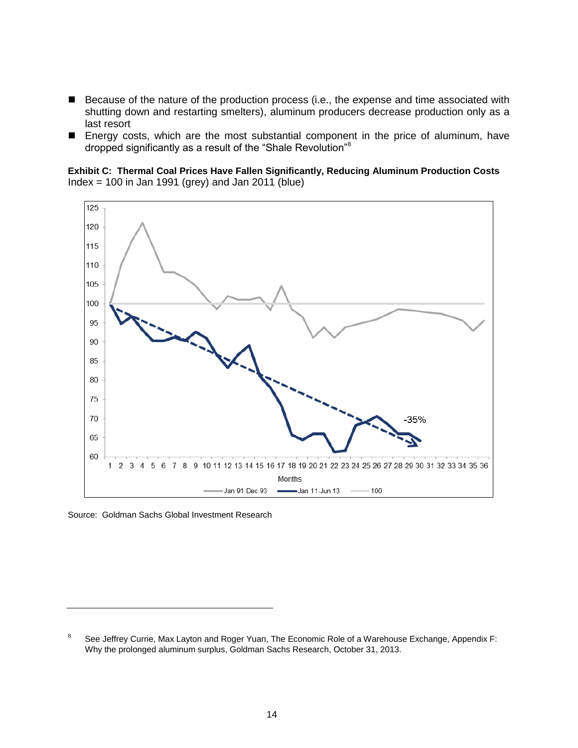- Because of the nature of the production process (i.e., the expense and time associated with shutting down and restarting smelters), aluminum producers decrease production only as a last resort
- Energy costs, which are the most substantial component in the price of aluminum, have dropped significantly as a result of the "Shale Revolution"[8]

**Exhibit C: Thermal Coal Prices Have Fallen Significantly, Reducing Aluminum Production Costs**
Index = 100 in Jan 1991 (grey) and Jan 2011 (blue)

Source: Goldman Sachs Global Investment Research

---

[8] See Jeffrey Currie, Max Layton and Roger Yuan, The Economic Role of a Warehouse Exchange, Appendix F: Why the prolonged aluminum surplus, Goldman Sachs Research, October 31, 2013.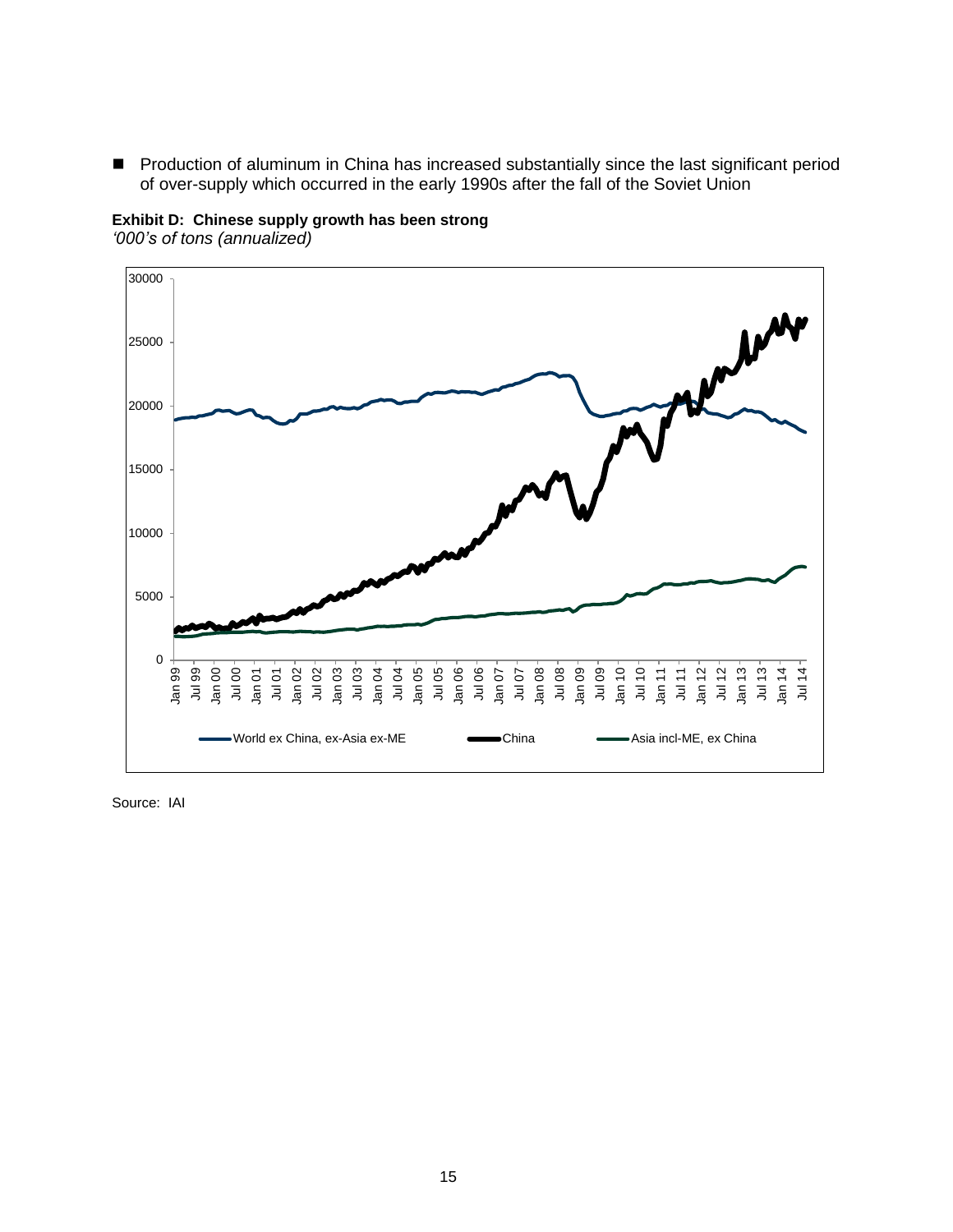- Production of aluminum in China has increased substantially since the last significant period of over-supply which occurred in the early 1990s after the fall of the Soviet Union

**Exhibit D: Chinese supply growth has been strong**
*'000's of tons (annualized)*

Source: IAI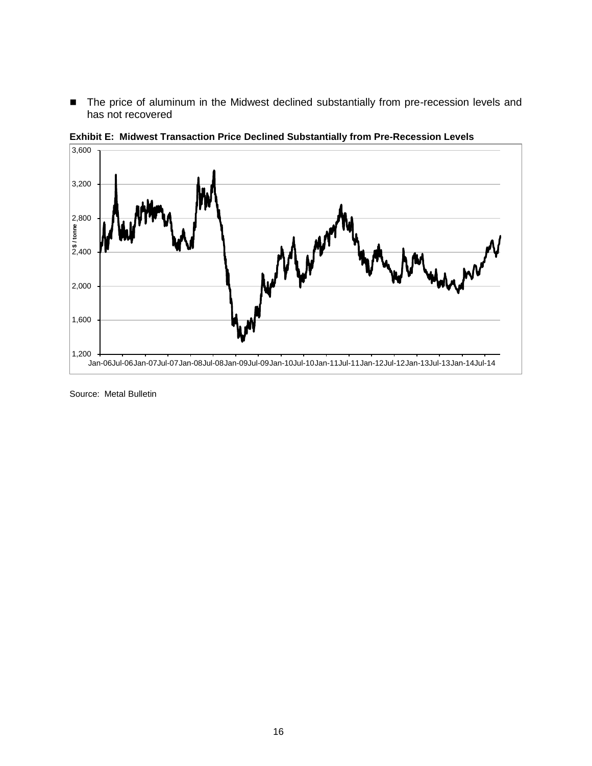- The price of aluminum in the Midwest declined substantially from pre-recession levels and has not recovered

**Exhibit E: Midwest Transaction Price Declined Substantially from Pre-Recession Levels**

Source: Metal Bulletin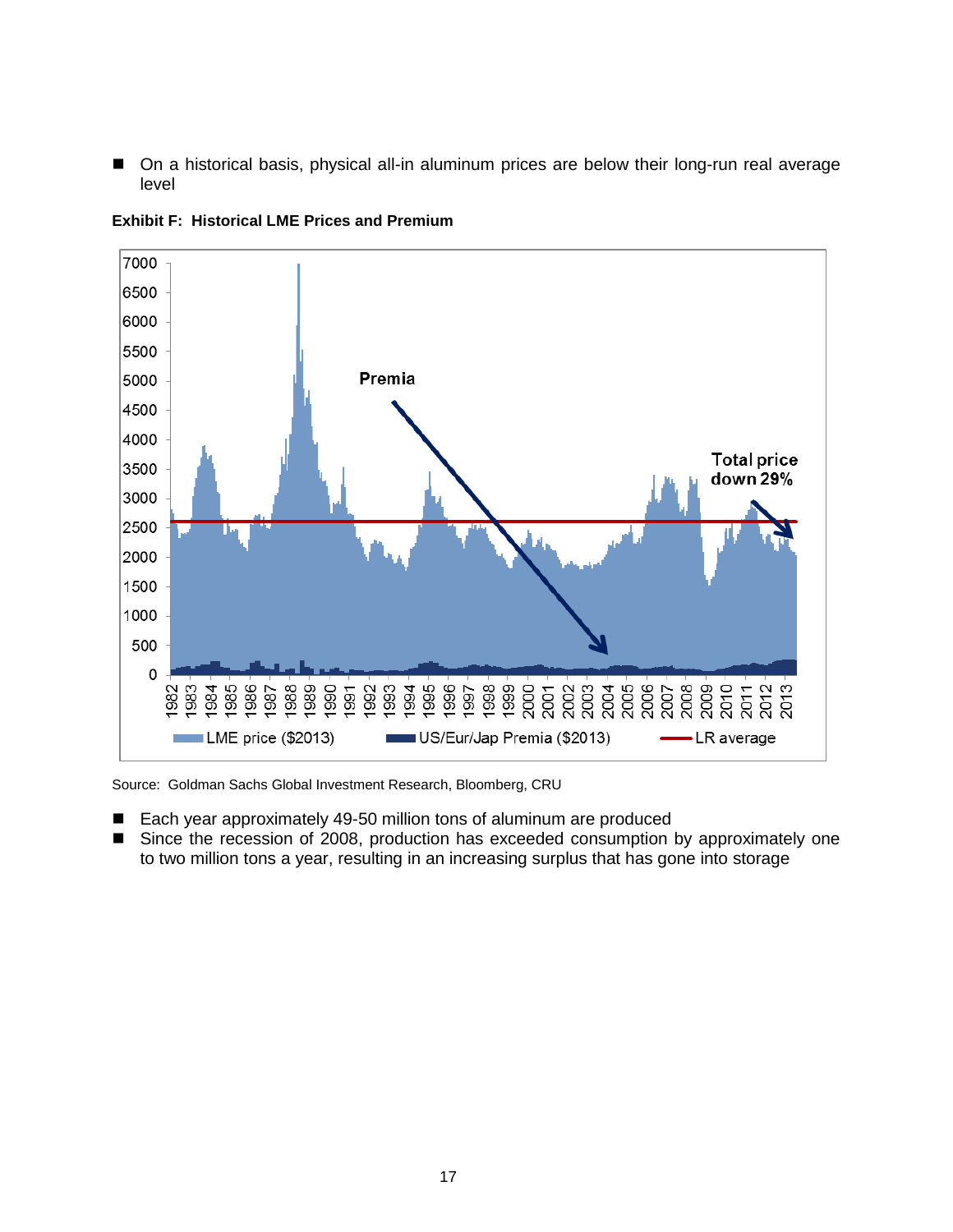- On a historical basis, physical all-in aluminum prices are below their long-run real average level

**Exhibit F: Historical LME Prices and Premium**

Source: Goldman Sachs Global Investment Research, Bloomberg, CRU

- Each year approximately 49-50 million tons of aluminum are produced
- Since the recession of 2008, production has exceeded consumption by approximately one to two million tons a year, resulting in an increasing surplus that has gone into storage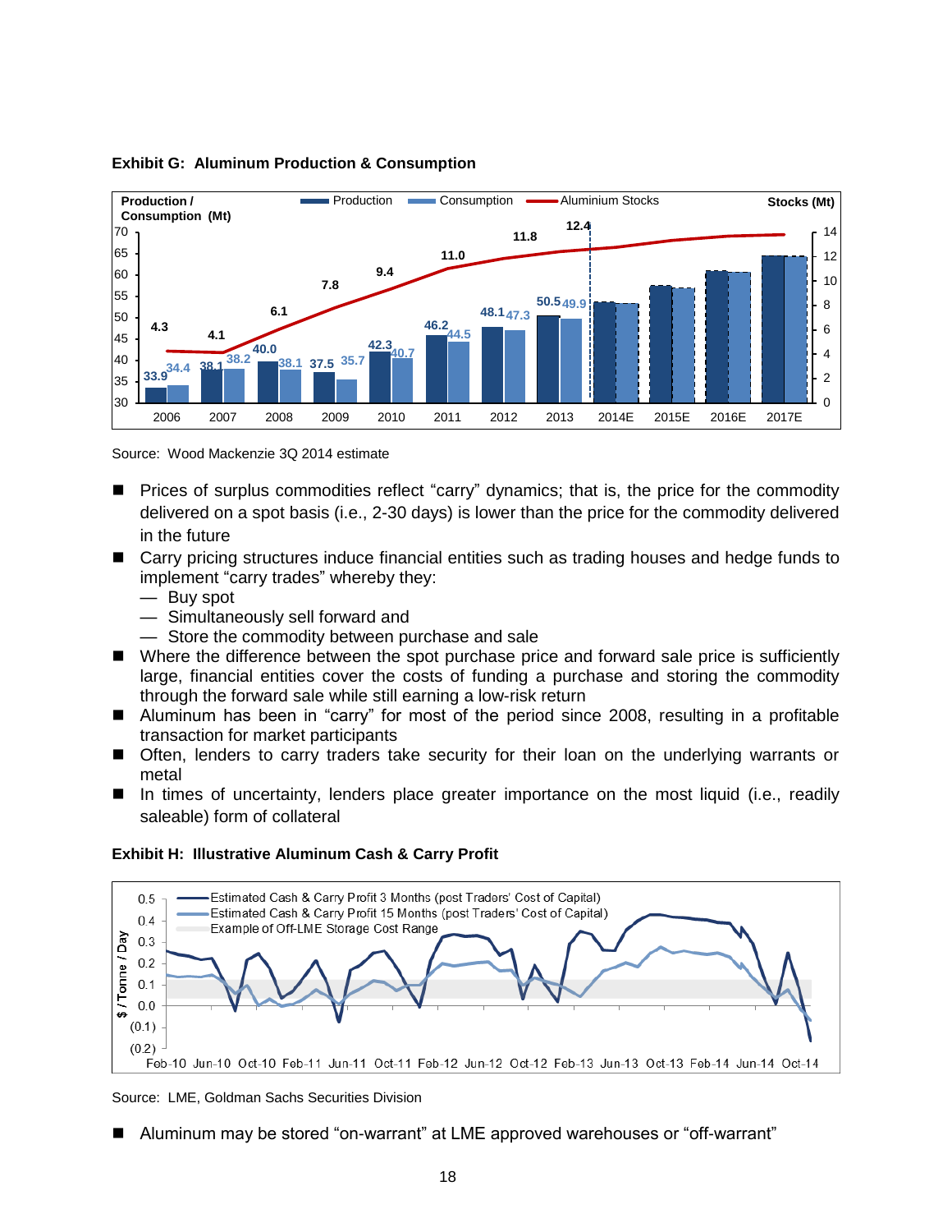**Exhibit G: Aluminum Production & Consumption**

Source: Wood Mackenzie 3Q 2014 estimate

- Prices of surplus commodities reflect "carry" dynamics; that is, the price for the commodity delivered on a spot basis (i.e., 2-30 days) is lower than the price for the commodity delivered in the future
- Carry pricing structures induce financial entities such as trading houses and hedge funds to implement "carry trades" whereby they:
  - Buy spot
  - Simultaneously sell forward and
  - Store the commodity between purchase and sale
- Where the difference between the spot purchase price and forward sale price is sufficiently large, financial entities cover the costs of funding a purchase and storing the commodity through the forward sale while still earning a low-risk return
- Aluminum has been in "carry" for most of the period since 2008, resulting in a profitable transaction for market participants
- Often, lenders to carry traders take security for their loan on the underlying warrants or metal
- In times of uncertainty, lenders place greater importance on the most liquid (i.e., readily saleable) form of collateral

**Exhibit H: Illustrative Aluminum Cash & Carry Profit**

Source: LME, Goldman Sachs Securities Division

- Aluminum may be stored "on-warrant" at LME approved warehouses or "off-warrant"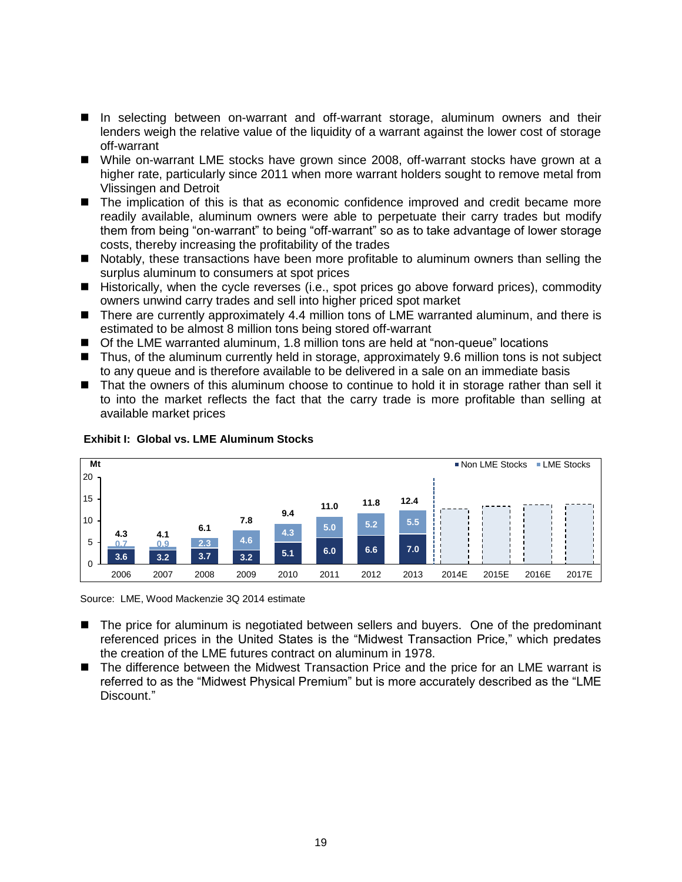- In selecting between on-warrant and off-warrant storage, aluminum owners and their lenders weigh the relative value of the liquidity of a warrant against the lower cost of storage off-warrant
- While on-warrant LME stocks have grown since 2008, off-warrant stocks have grown at a higher rate, particularly since 2011 when more warrant holders sought to remove metal from Vlissingen and Detroit
- The implication of this is that as economic confidence improved and credit became more readily available, aluminum owners were able to perpetuate their carry trades but modify them from being "on-warrant" to being "off-warrant" so as to take advantage of lower storage costs, thereby increasing the profitability of the trades
- Notably, these transactions have been more profitable to aluminum owners than selling the surplus aluminum to consumers at spot prices
- Historically, when the cycle reverses (i.e., spot prices go above forward prices), commodity owners unwind carry trades and sell into higher priced spot market
- There are currently approximately 4.4 million tons of LME warranted aluminum, and there is estimated to be almost 8 million tons being stored off-warrant
- Of the LME warranted aluminum, 1.8 million tons are held at "non-queue" locations
- Thus, of the aluminum currently held in storage, approximately 9.6 million tons is not subject to any queue and is therefore available to be delivered in a sale on an immediate basis
- That the owners of this aluminum choose to continue to hold it in storage rather than sell it to into the market reflects the fact that the carry trade is more profitable than selling at available market prices

**Exhibit I: Global vs. LME Aluminum Stocks**

| Mt | 2006 | 2007 | 2008 | 2009 | 2010 | 2011 | 2012 | 2013 | 2014E | 2015E | 2016E | 2017E |
|---|---|---|---|---|---|---|---|---|---|---|---|---|
| Non LME Stocks | 3.6 | 3.2 | 3.7 | 3.2 | 5.1 | 6.0 | 6.6 | 7.0 | | | | |
| LME Stocks | 0.7 | 0.9 | 2.3 | 4.6 | 4.3 | 5.0 | 5.2 | 5.5 | | | | |
| Total | 4.3 | 4.1 | 6.1 | 7.8 | 9.4 | 11.0 | 11.8 | 12.4 | | | | |

Source: LME, Wood Mackenzie 3Q 2014 estimate

- The price for aluminum is negotiated between sellers and buyers. One of the predominant referenced prices in the United States is the "Midwest Transaction Price," which predates the creation of the LME futures contract on aluminum in 1978.
- The difference between the Midwest Transaction Price and the price for an LME warrant is referred to as the "Midwest Physical Premium" but is more accurately described as the "LME Discount."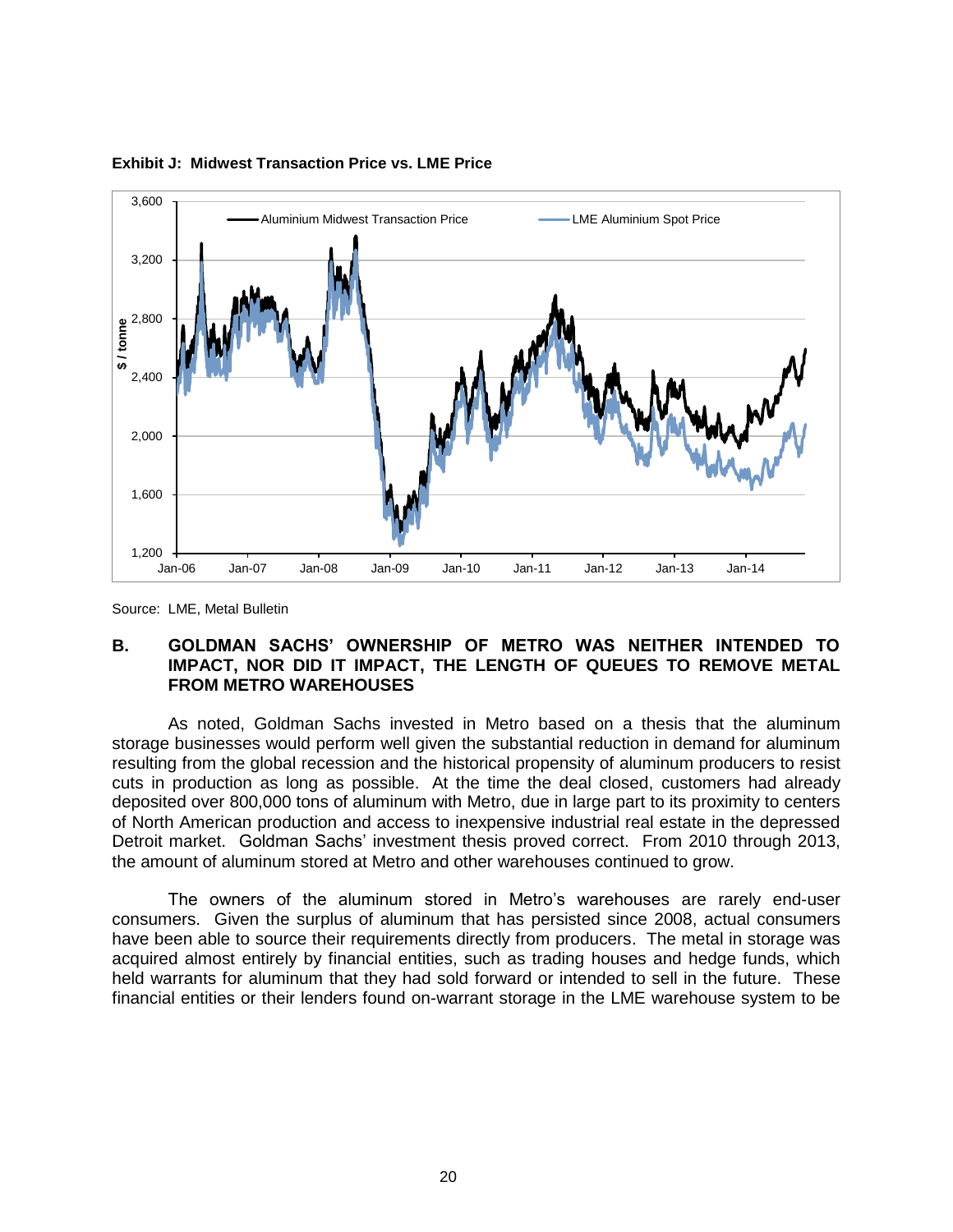**Exhibit J: Midwest Transaction Price vs. LME Price**

Source: LME, Metal Bulletin

## B. GOLDMAN SACHS' OWNERSHIP OF METRO WAS NEITHER INTENDED TO IMPACT, NOR DID IT IMPACT, THE LENGTH OF QUEUES TO REMOVE METAL FROM METRO WAREHOUSES

As noted, Goldman Sachs invested in Metro based on a thesis that the aluminum storage businesses would perform well given the substantial reduction in demand for aluminum resulting from the global recession and the historical propensity of aluminum producers to resist cuts in production as long as possible. At the time the deal closed, customers had already deposited over 800,000 tons of aluminum with Metro, due in large part to its proximity to centers of North American production and access to inexpensive industrial real estate in the depressed Detroit market. Goldman Sachs' investment thesis proved correct. From 2010 through 2013, the amount of aluminum stored at Metro and other warehouses continued to grow.

The owners of the aluminum stored in Metro's warehouses are rarely end-user consumers. Given the surplus of aluminum that has persisted since 2008, actual consumers have been able to source their requirements directly from producers. The metal in storage was acquired almost entirely by financial entities, such as trading houses and hedge funds, which held warrants for aluminum that they had sold forward or intended to sell in the future. These financial entities or their lenders found on-warrant storage in the LME warehouse system to be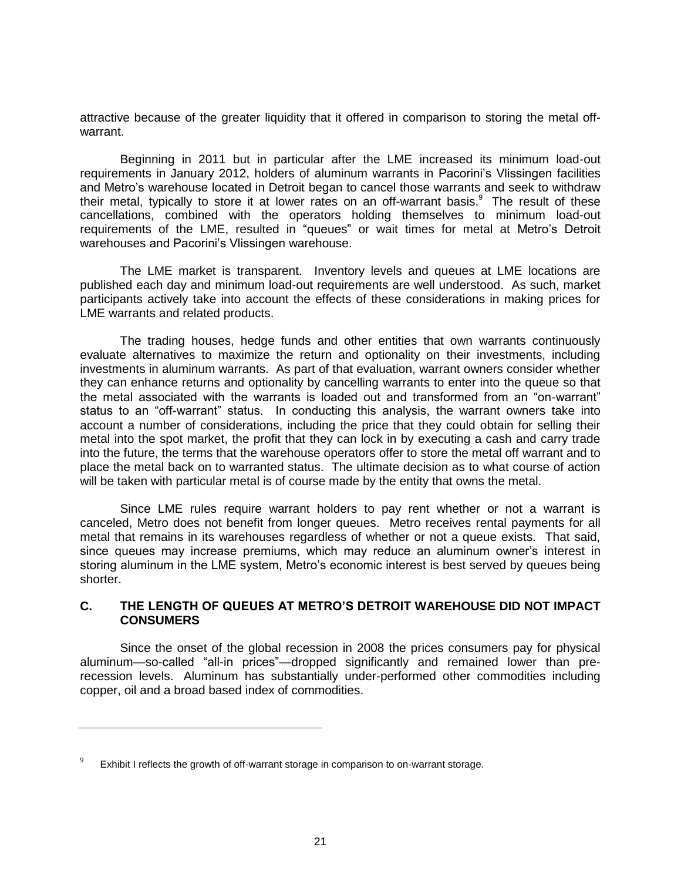attractive because of the greater liquidity that it offered in comparison to storing the metal off-warrant.

Beginning in 2011 but in particular after the LME increased its minimum load-out requirements in January 2012, holders of aluminum warrants in Pacorini's Vlissingen facilities and Metro's warehouse located in Detroit began to cancel those warrants and seek to withdraw their metal, typically to store it at lower rates on an off-warrant basis.[9] The result of these cancellations, combined with the operators holding themselves to minimum load-out requirements of the LME, resulted in "queues" or wait times for metal at Metro's Detroit warehouses and Pacorini's Vlissingen warehouse.

The LME market is transparent. Inventory levels and queues at LME locations are published each day and minimum load-out requirements are well understood. As such, market participants actively take into account the effects of these considerations in making prices for LME warrants and related products.

The trading houses, hedge funds and other entities that own warrants continuously evaluate alternatives to maximize the return and optionality on their investments, including investments in aluminum warrants. As part of that evaluation, warrant owners consider whether they can enhance returns and optionality by cancelling warrants to enter into the queue so that the metal associated with the warrants is loaded out and transformed from an "on-warrant" status to an "off-warrant" status. In conducting this analysis, the warrant owners take into account a number of considerations, including the price that they could obtain for selling their metal into the spot market, the profit that they can lock in by executing a cash and carry trade into the future, the terms that the warehouse operators offer to store the metal off warrant and to place the metal back on to warranted status. The ultimate decision as to what course of action will be taken with particular metal is of course made by the entity that owns the metal.

Since LME rules require warrant holders to pay rent whether or not a warrant is canceled, Metro does not benefit from longer queues. Metro receives rental payments for all metal that remains in its warehouses regardless of whether or not a queue exists. That said, since queues may increase premiums, which may reduce an aluminum owner's interest in storing aluminum in the LME system, Metro's economic interest is best served by queues being shorter.

## C. THE LENGTH OF QUEUES AT METRO'S DETROIT WAREHOUSE DID NOT IMPACT CONSUMERS

Since the onset of the global recession in 2008 the prices consumers pay for physical aluminum—so-called "all-in prices"—dropped significantly and remained lower than pre-recession levels. Aluminum has substantially under-performed other commodities including copper, oil and a broad based index of commodities.

---

[9] Exhibit I reflects the growth of off-warrant storage in comparison to on-warrant storage.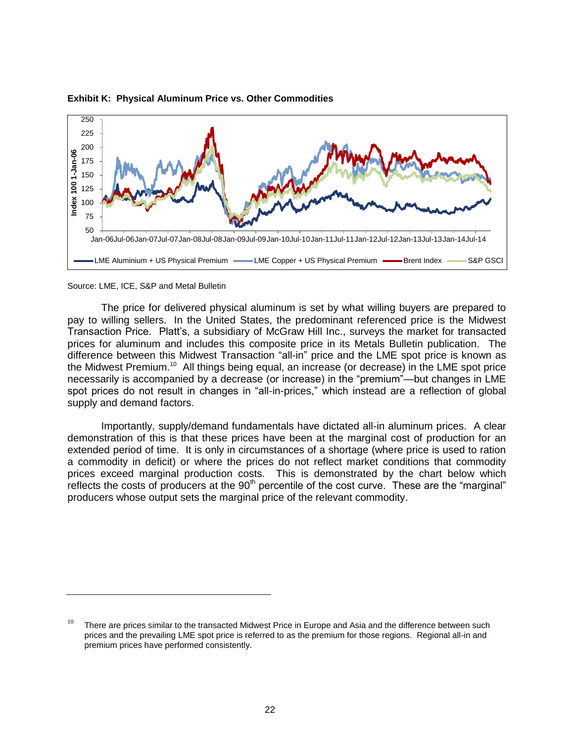**Exhibit K: Physical Aluminum Price vs. Other Commodities**

Source: LME, ICE, S&P and Metal Bulletin

The price for delivered physical aluminum is set by what willing buyers are prepared to pay to willing sellers. In the United States, the predominant referenced price is the Midwest Transaction Price. Platt's, a subsidiary of McGraw Hill Inc., surveys the market for transacted prices for aluminum and includes this composite price in its Metals Bulletin publication. The difference between this Midwest Transaction "all-in" price and the LME spot price is known as the Midwest Premium.[10] All things being equal, an increase (or decrease) in the LME spot price necessarily is accompanied by a decrease (or increase) in the "premium"—but changes in LME spot prices do not result in changes in "all-in-prices," which instead are a reflection of global supply and demand factors.

Importantly, supply/demand fundamentals have dictated all-in aluminum prices. A clear demonstration of this is that these prices have been at the marginal cost of production for an extended period of time. It is only in circumstances of a shortage (where price is used to ration a commodity in deficit) or where the prices do not reflect market conditions that commodity prices exceed marginal production costs. This is demonstrated by the chart below which reflects the costs of producers at the 90th percentile of the cost curve. These are the "marginal" producers whose output sets the marginal price of the relevant commodity.

[10] There are prices similar to the transacted Midwest Price in Europe and Asia and the difference between such prices and the prevailing LME spot price is referred to as the premium for those regions. Regional all-in and premium prices have performed consistently.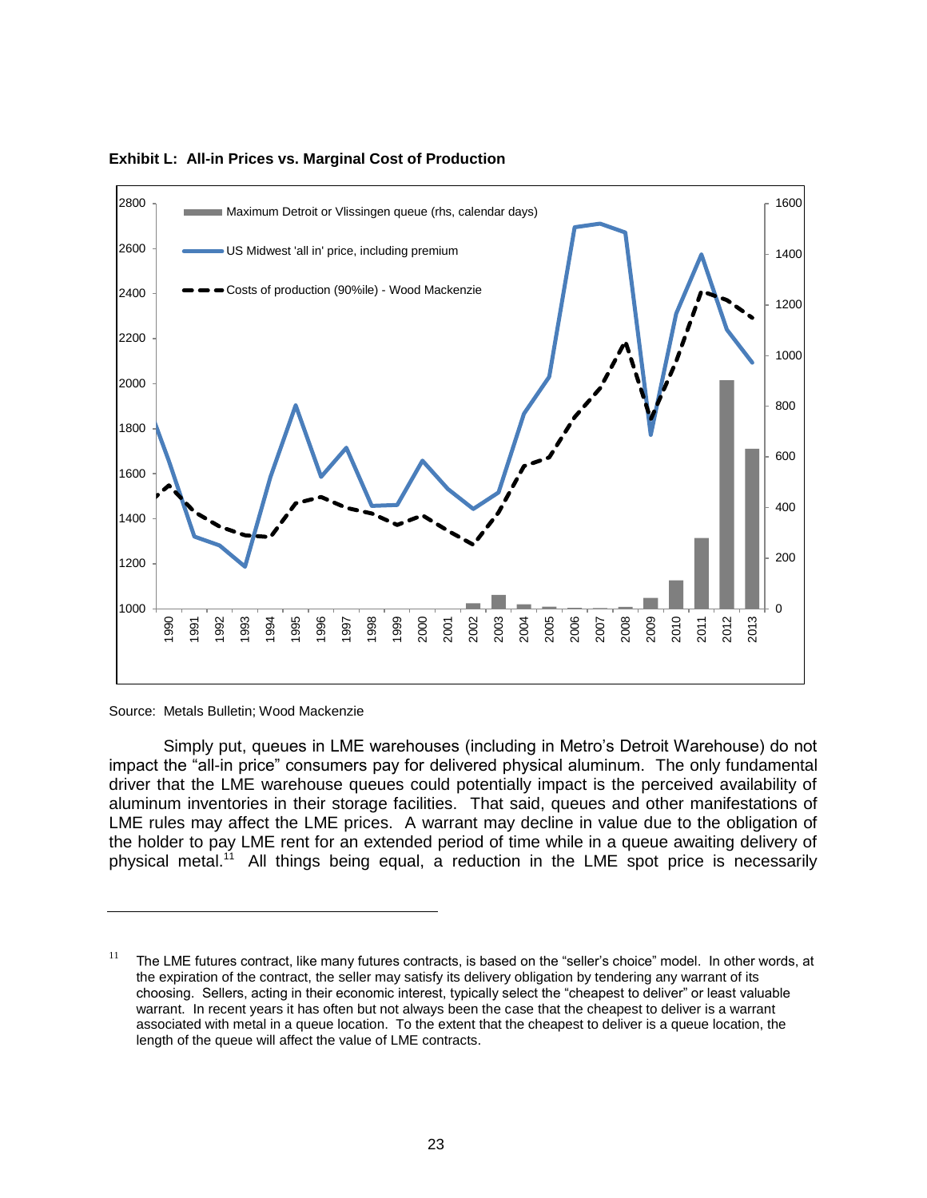**Exhibit L: All-in Prices vs. Marginal Cost of Production**

Source: Metals Bulletin; Wood Mackenzie

Simply put, queues in LME warehouses (including in Metro's Detroit Warehouse) do not impact the "all-in price" consumers pay for delivered physical aluminum. The only fundamental driver that the LME warehouse queues could potentially impact is the perceived availability of aluminum inventories in their storage facilities. That said, queues and other manifestations of LME rules may affect the LME prices. A warrant may decline in value due to the obligation of the holder to pay LME rent for an extended period of time while in a queue awaiting delivery of physical metal.[11] All things being equal, a reduction in the LME spot price is necessarily

[11] The LME futures contract, like many futures contracts, is based on the "seller's choice" model. In other words, at the expiration of the contract, the seller may satisfy its delivery obligation by tendering any warrant of its choosing. Sellers, acting in their economic interest, typically select the "cheapest to deliver" or least valuable warrant. In recent years it has often but not always been the case that the cheapest to deliver is a warrant associated with metal in a queue location. To the extent that the cheapest to deliver is a queue location, the length of the queue will affect the value of LME contracts.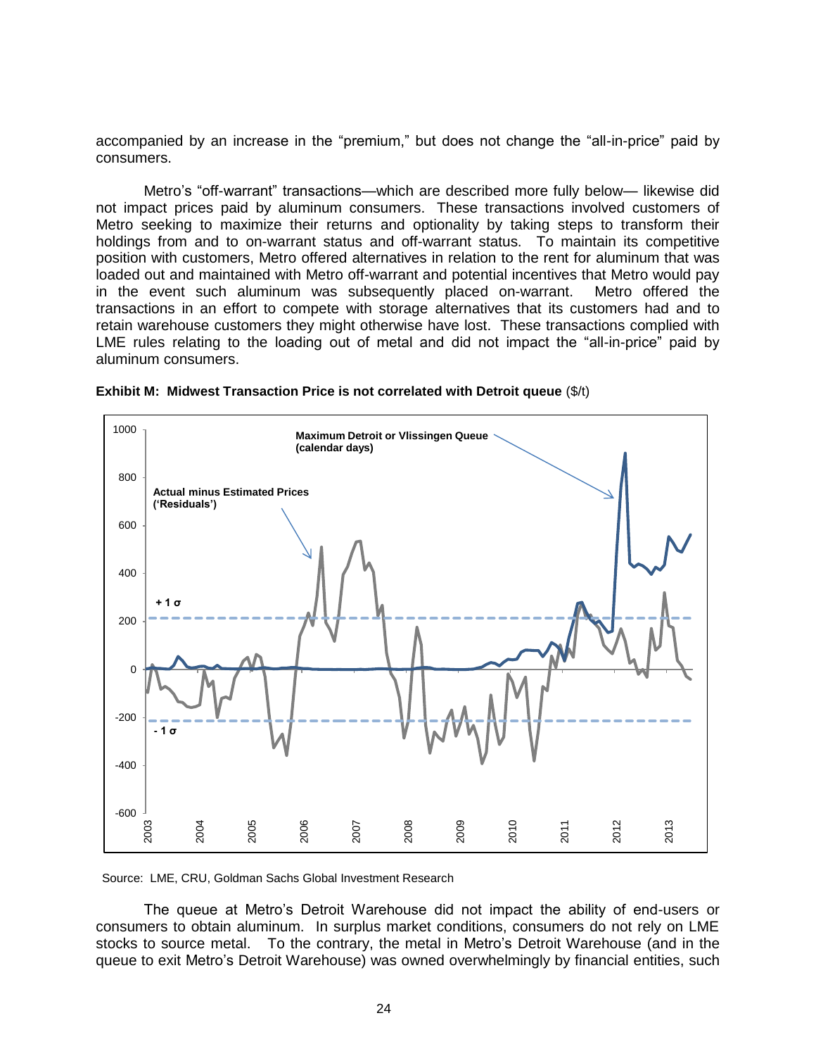accompanied by an increase in the "premium," but does not change the "all-in-price" paid by consumers.

Metro's "off-warrant" transactions—which are described more fully below— likewise did not impact prices paid by aluminum consumers. These transactions involved customers of Metro seeking to maximize their returns and optionality by taking steps to transform their holdings from and to on-warrant status and off-warrant status. To maintain its competitive position with customers, Metro offered alternatives in relation to the rent for aluminum that was loaded out and maintained with Metro off-warrant and potential incentives that Metro would pay in the event such aluminum was subsequently placed on-warrant. Metro offered the transactions in an effort to compete with storage alternatives that its customers had and to retain warehouse customers they might otherwise have lost. These transactions complied with LME rules relating to the loading out of metal and did not impact the "all-in-price" paid by aluminum consumers.

**Exhibit M: Midwest Transaction Price is not correlated with Detroit queue** ($/t)

Source: LME, CRU, Goldman Sachs Global Investment Research

The queue at Metro's Detroit Warehouse did not impact the ability of end-users or consumers to obtain aluminum. In surplus market conditions, consumers do not rely on LME stocks to source metal. To the contrary, the metal in Metro's Detroit Warehouse (and in the queue to exit Metro's Detroit Warehouse) was owned overwhelmingly by financial entities, such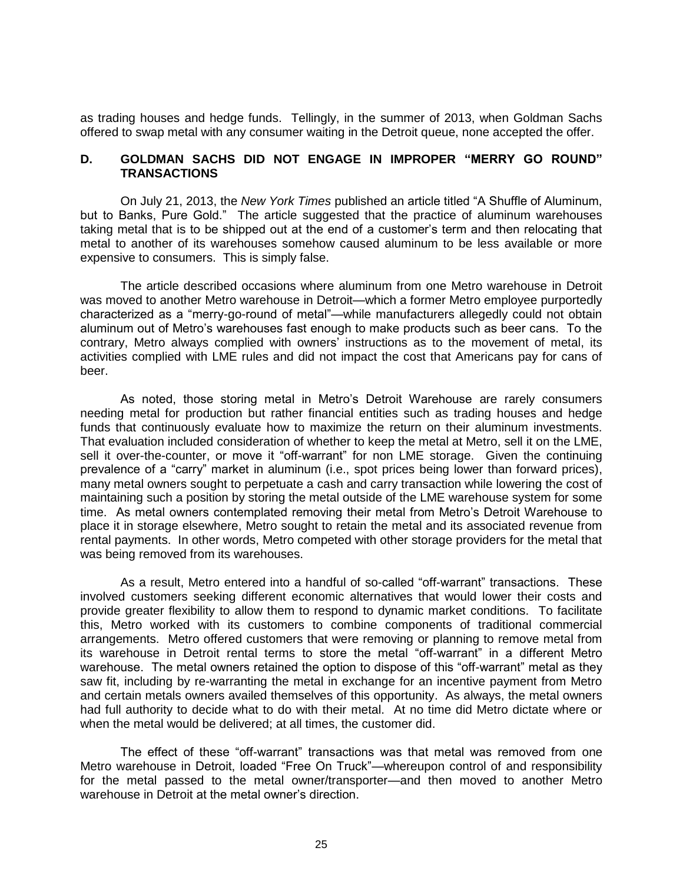as trading houses and hedge funds. Tellingly, in the summer of 2013, when Goldman Sachs offered to swap metal with any consumer waiting in the Detroit queue, none accepted the offer.

### D. GOLDMAN SACHS DID NOT ENGAGE IN IMPROPER "MERRY GO ROUND" TRANSACTIONS

On July 21, 2013, the *New York Times* published an article titled "A Shuffle of Aluminum, but to Banks, Pure Gold." The article suggested that the practice of aluminum warehouses taking metal that is to be shipped out at the end of a customer's term and then relocating that metal to another of its warehouses somehow caused aluminum to be less available or more expensive to consumers. This is simply false.

The article described occasions where aluminum from one Metro warehouse in Detroit was moved to another Metro warehouse in Detroit—which a former Metro employee purportedly characterized as a "merry-go-round of metal"—while manufacturers allegedly could not obtain aluminum out of Metro's warehouses fast enough to make products such as beer cans. To the contrary, Metro always complied with owners' instructions as to the movement of metal, its activities complied with LME rules and did not impact the cost that Americans pay for cans of beer.

As noted, those storing metal in Metro's Detroit Warehouse are rarely consumers needing metal for production but rather financial entities such as trading houses and hedge funds that continuously evaluate how to maximize the return on their aluminum investments. That evaluation included consideration of whether to keep the metal at Metro, sell it on the LME, sell it over-the-counter, or move it "off-warrant" for non LME storage. Given the continuing prevalence of a "carry" market in aluminum (i.e., spot prices being lower than forward prices), many metal owners sought to perpetuate a cash and carry transaction while lowering the cost of maintaining such a position by storing the metal outside of the LME warehouse system for some time. As metal owners contemplated removing their metal from Metro's Detroit Warehouse to place it in storage elsewhere, Metro sought to retain the metal and its associated revenue from rental payments. In other words, Metro competed with other storage providers for the metal that was being removed from its warehouses.

As a result, Metro entered into a handful of so-called "off-warrant" transactions. These involved customers seeking different economic alternatives that would lower their costs and provide greater flexibility to allow them to respond to dynamic market conditions. To facilitate this, Metro worked with its customers to combine components of traditional commercial arrangements. Metro offered customers that were removing or planning to remove metal from its warehouse in Detroit rental terms to store the metal "off-warrant" in a different Metro warehouse. The metal owners retained the option to dispose of this "off-warrant" metal as they saw fit, including by re-warranting the metal in exchange for an incentive payment from Metro and certain metals owners availed themselves of this opportunity. As always, the metal owners had full authority to decide what to do with their metal. At no time did Metro dictate where or when the metal would be delivered; at all times, the customer did.

The effect of these "off-warrant" transactions was that metal was removed from one Metro warehouse in Detroit, loaded "Free On Truck"—whereupon control of and responsibility for the metal passed to the metal owner/transporter—and then moved to another Metro warehouse in Detroit at the metal owner's direction.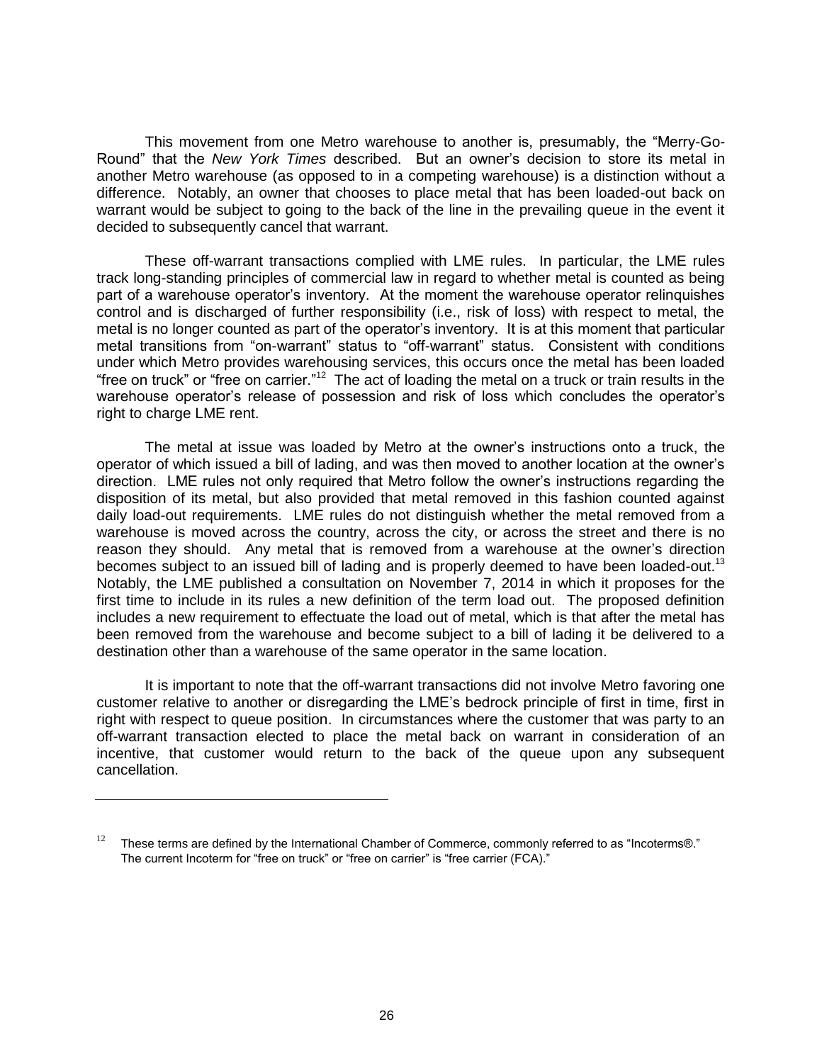This movement from one Metro warehouse to another is, presumably, the "Merry-Go-Round" that the *New York Times* described. But an owner's decision to store its metal in another Metro warehouse (as opposed to in a competing warehouse) is a distinction without a difference. Notably, an owner that chooses to place metal that has been loaded-out back on warrant would be subject to going to the back of the line in the prevailing queue in the event it decided to subsequently cancel that warrant.

These off-warrant transactions complied with LME rules. In particular, the LME rules track long-standing principles of commercial law in regard to whether metal is counted as being part of a warehouse operator's inventory. At the moment the warehouse operator relinquishes control and is discharged of further responsibility (i.e., risk of loss) with respect to metal, the metal is no longer counted as part of the operator's inventory. It is at this moment that particular metal transitions from "on-warrant" status to "off-warrant" status. Consistent with conditions under which Metro provides warehousing services, this occurs once the metal has been loaded "free on truck" or "free on carrier."[12] The act of loading the metal on a truck or train results in the warehouse operator's release of possession and risk of loss which concludes the operator's right to charge LME rent.

The metal at issue was loaded by Metro at the owner's instructions onto a truck, the operator of which issued a bill of lading, and was then moved to another location at the owner's direction. LME rules not only required that Metro follow the owner's instructions regarding the disposition of its metal, but also provided that metal removed in this fashion counted against daily load-out requirements. LME rules do not distinguish whether the metal removed from a warehouse is moved across the country, across the city, or across the street and there is no reason they should. Any metal that is removed from a warehouse at the owner's direction becomes subject to an issued bill of lading and is properly deemed to have been loaded-out.[13] Notably, the LME published a consultation on November 7, 2014 in which it proposes for the first time to include in its rules a new definition of the term load out. The proposed definition includes a new requirement to effectuate the load out of metal, which is that after the metal has been removed from the warehouse and become subject to a bill of lading it be delivered to a destination other than a warehouse of the same operator in the same location.

It is important to note that the off-warrant transactions did not involve Metro favoring one customer relative to another or disregarding the LME's bedrock principle of first in time, first in right with respect to queue position. In circumstances where the customer that was party to an off-warrant transaction elected to place the metal back on warrant in consideration of an incentive, that customer would return to the back of the queue upon any subsequent cancellation.

---

[12] These terms are defined by the International Chamber of Commerce, commonly referred to as "Incoterms®." The current Incoterm for "free on truck" or "free on carrier" is "free carrier (FCA)."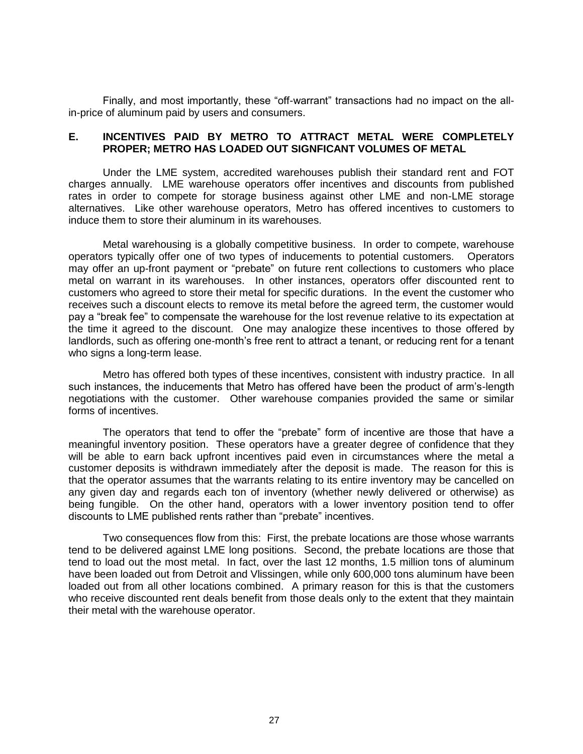Finally, and most importantly, these "off-warrant" transactions had no impact on the all-in-price of aluminum paid by users and consumers.

### E. INCENTIVES PAID BY METRO TO ATTRACT METAL WERE COMPLETELY PROPER; METRO HAS LOADED OUT SIGNFICANT VOLUMES OF METAL

Under the LME system, accredited warehouses publish their standard rent and FOT charges annually. LME warehouse operators offer incentives and discounts from published rates in order to compete for storage business against other LME and non-LME storage alternatives. Like other warehouse operators, Metro has offered incentives to customers to induce them to store their aluminum in its warehouses.

Metal warehousing is a globally competitive business. In order to compete, warehouse operators typically offer one of two types of inducements to potential customers. Operators may offer an up-front payment or "prebate" on future rent collections to customers who place metal on warrant in its warehouses. In other instances, operators offer discounted rent to customers who agreed to store their metal for specific durations. In the event the customer who receives such a discount elects to remove its metal before the agreed term, the customer would pay a "break fee" to compensate the warehouse for the lost revenue relative to its expectation at the time it agreed to the discount. One may analogize these incentives to those offered by landlords, such as offering one-month's free rent to attract a tenant, or reducing rent for a tenant who signs a long-term lease.

Metro has offered both types of these incentives, consistent with industry practice. In all such instances, the inducements that Metro has offered have been the product of arm's-length negotiations with the customer. Other warehouse companies provided the same or similar forms of incentives.

The operators that tend to offer the "prebate" form of incentive are those that have a meaningful inventory position. These operators have a greater degree of confidence that they will be able to earn back upfront incentives paid even in circumstances where the metal a customer deposits is withdrawn immediately after the deposit is made. The reason for this is that the operator assumes that the warrants relating to its entire inventory may be cancelled on any given day and regards each ton of inventory (whether newly delivered or otherwise) as being fungible. On the other hand, operators with a lower inventory position tend to offer discounts to LME published rents rather than "prebate" incentives.

Two consequences flow from this: First, the prebate locations are those whose warrants tend to be delivered against LME long positions. Second, the prebate locations are those that tend to load out the most metal. In fact, over the last 12 months, 1.5 million tons of aluminum have been loaded out from Detroit and Vlissingen, while only 600,000 tons aluminum have been loaded out from all other locations combined. A primary reason for this is that the customers who receive discounted rent deals benefit from those deals only to the extent that they maintain their metal with the warehouse operator.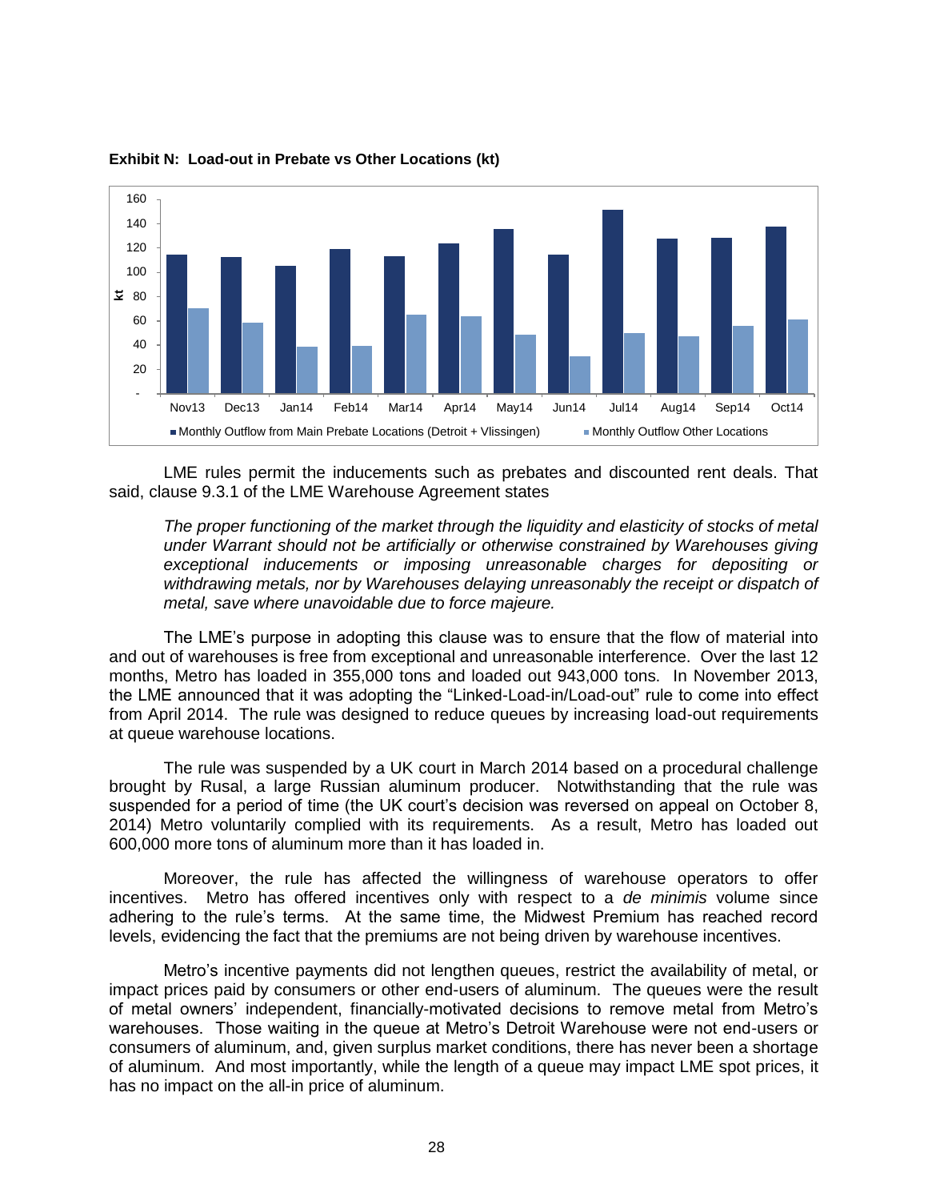**Exhibit N: Load-out in Prebate vs Other Locations (kt)**

LME rules permit the inducements such as prebates and discounted rent deals. That said, clause 9.3.1 of the LME Warehouse Agreement states

> *The proper functioning of the market through the liquidity and elasticity of stocks of metal under Warrant should not be artificially or otherwise constrained by Warehouses giving exceptional inducements or imposing unreasonable charges for depositing or withdrawing metals, nor by Warehouses delaying unreasonably the receipt or dispatch of metal, save where unavoidable due to force majeure.*

The LME's purpose in adopting this clause was to ensure that the flow of material into and out of warehouses is free from exceptional and unreasonable interference. Over the last 12 months, Metro has loaded in 355,000 tons and loaded out 943,000 tons. In November 2013, the LME announced that it was adopting the "Linked-Load-in/Load-out" rule to come into effect from April 2014. The rule was designed to reduce queues by increasing load-out requirements at queue warehouse locations.

The rule was suspended by a UK court in March 2014 based on a procedural challenge brought by Rusal, a large Russian aluminum producer. Notwithstanding that the rule was suspended for a period of time (the UK court's decision was reversed on appeal on October 8, 2014) Metro voluntarily complied with its requirements. As a result, Metro has loaded out 600,000 more tons of aluminum more than it has loaded in.

Moreover, the rule has affected the willingness of warehouse operators to offer incentives. Metro has offered incentives only with respect to a *de minimis* volume since adhering to the rule's terms. At the same time, the Midwest Premium has reached record levels, evidencing the fact that the premiums are not being driven by warehouse incentives.

Metro's incentive payments did not lengthen queues, restrict the availability of metal, or impact prices paid by consumers or other end-users of aluminum. The queues were the result of metal owners' independent, financially-motivated decisions to remove metal from Metro's warehouses. Those waiting in the queue at Metro's Detroit Warehouse were not end-users or consumers of aluminum, and, given surplus market conditions, there has never been a shortage of aluminum. And most importantly, while the length of a queue may impact LME spot prices, it has no impact on the all-in price of aluminum.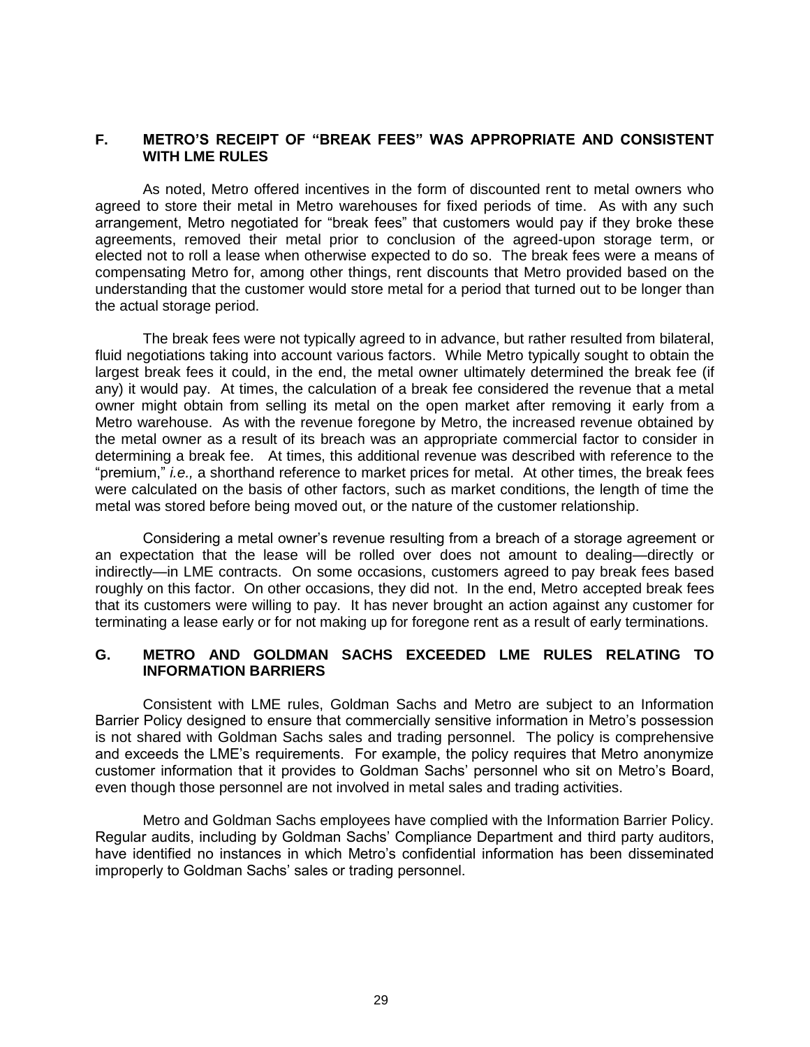## F. METRO'S RECEIPT OF "BREAK FEES" WAS APPROPRIATE AND CONSISTENT WITH LME RULES

As noted, Metro offered incentives in the form of discounted rent to metal owners who agreed to store their metal in Metro warehouses for fixed periods of time. As with any such arrangement, Metro negotiated for "break fees" that customers would pay if they broke these agreements, removed their metal prior to conclusion of the agreed-upon storage term, or elected not to roll a lease when otherwise expected to do so. The break fees were a means of compensating Metro for, among other things, rent discounts that Metro provided based on the understanding that the customer would store metal for a period that turned out to be longer than the actual storage period.

The break fees were not typically agreed to in advance, but rather resulted from bilateral, fluid negotiations taking into account various factors. While Metro typically sought to obtain the largest break fees it could, in the end, the metal owner ultimately determined the break fee (if any) it would pay. At times, the calculation of a break fee considered the revenue that a metal owner might obtain from selling its metal on the open market after removing it early from a Metro warehouse. As with the revenue foregone by Metro, the increased revenue obtained by the metal owner as a result of its breach was an appropriate commercial factor to consider in determining a break fee. At times, this additional revenue was described with reference to the "premium," *i.e.,* a shorthand reference to market prices for metal. At other times, the break fees were calculated on the basis of other factors, such as market conditions, the length of time the metal was stored before being moved out, or the nature of the customer relationship.

Considering a metal owner's revenue resulting from a breach of a storage agreement or an expectation that the lease will be rolled over does not amount to dealing—directly or indirectly—in LME contracts. On some occasions, customers agreed to pay break fees based roughly on this factor. On other occasions, they did not. In the end, Metro accepted break fees that its customers were willing to pay. It has never brought an action against any customer for terminating a lease early or for not making up for foregone rent as a result of early terminations.

## G. METRO AND GOLDMAN SACHS EXCEEDED LME RULES RELATING TO INFORMATION BARRIERS

Consistent with LME rules, Goldman Sachs and Metro are subject to an Information Barrier Policy designed to ensure that commercially sensitive information in Metro's possession is not shared with Goldman Sachs sales and trading personnel. The policy is comprehensive and exceeds the LME's requirements. For example, the policy requires that Metro anonymize customer information that it provides to Goldman Sachs' personnel who sit on Metro's Board, even though those personnel are not involved in metal sales and trading activities.

Metro and Goldman Sachs employees have complied with the Information Barrier Policy. Regular audits, including by Goldman Sachs' Compliance Department and third party auditors, have identified no instances in which Metro's confidential information has been disseminated improperly to Goldman Sachs' sales or trading personnel.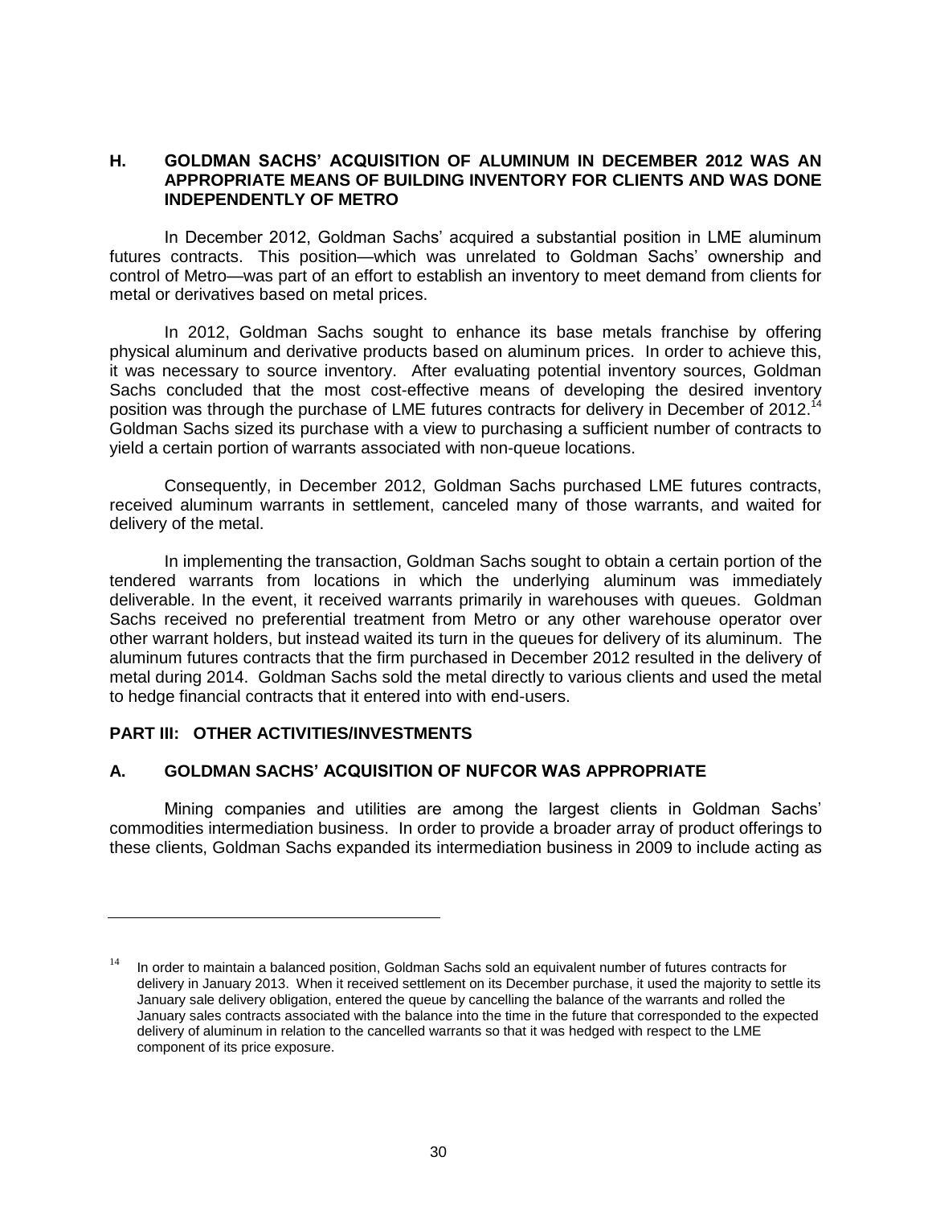## H. GOLDMAN SACHS' ACQUISITION OF ALUMINUM IN DECEMBER 2012 WAS AN APPROPRIATE MEANS OF BUILDING INVENTORY FOR CLIENTS AND WAS DONE INDEPENDENTLY OF METRO

In December 2012, Goldman Sachs' acquired a substantial position in LME aluminum futures contracts. This position—which was unrelated to Goldman Sachs' ownership and control of Metro—was part of an effort to establish an inventory to meet demand from clients for metal or derivatives based on metal prices.

In 2012, Goldman Sachs sought to enhance its base metals franchise by offering physical aluminum and derivative products based on aluminum prices. In order to achieve this, it was necessary to source inventory. After evaluating potential inventory sources, Goldman Sachs concluded that the most cost-effective means of developing the desired inventory position was through the purchase of LME futures contracts for delivery in December of 2012.[14] Goldman Sachs sized its purchase with a view to purchasing a sufficient number of contracts to yield a certain portion of warrants associated with non-queue locations.

Consequently, in December 2012, Goldman Sachs purchased LME futures contracts, received aluminum warrants in settlement, canceled many of those warrants, and waited for delivery of the metal.

In implementing the transaction, Goldman Sachs sought to obtain a certain portion of the tendered warrants from locations in which the underlying aluminum was immediately deliverable. In the event, it received warrants primarily in warehouses with queues. Goldman Sachs received no preferential treatment from Metro or any other warehouse operator over other warrant holders, but instead waited its turn in the queues for delivery of its aluminum. The aluminum futures contracts that the firm purchased in December 2012 resulted in the delivery of metal during 2014. Goldman Sachs sold the metal directly to various clients and used the metal to hedge financial contracts that it entered into with end-users.

# PART III: OTHER ACTIVITIES/INVESTMENTS

## A. GOLDMAN SACHS' ACQUISITION OF NUFCOR WAS APPROPRIATE

Mining companies and utilities are among the largest clients in Goldman Sachs' commodities intermediation business. In order to provide a broader array of product offerings to these clients, Goldman Sachs expanded its intermediation business in 2009 to include acting as

---

[14] In order to maintain a balanced position, Goldman Sachs sold an equivalent number of futures contracts for delivery in January 2013. When it received settlement on its December purchase, it used the majority to settle its January sale delivery obligation, entered the queue by cancelling the balance of the warrants and rolled the January sales contracts associated with the balance into the time in the future that corresponded to the expected delivery of aluminum in relation to the cancelled warrants so that it was hedged with respect to the LME component of its price exposure.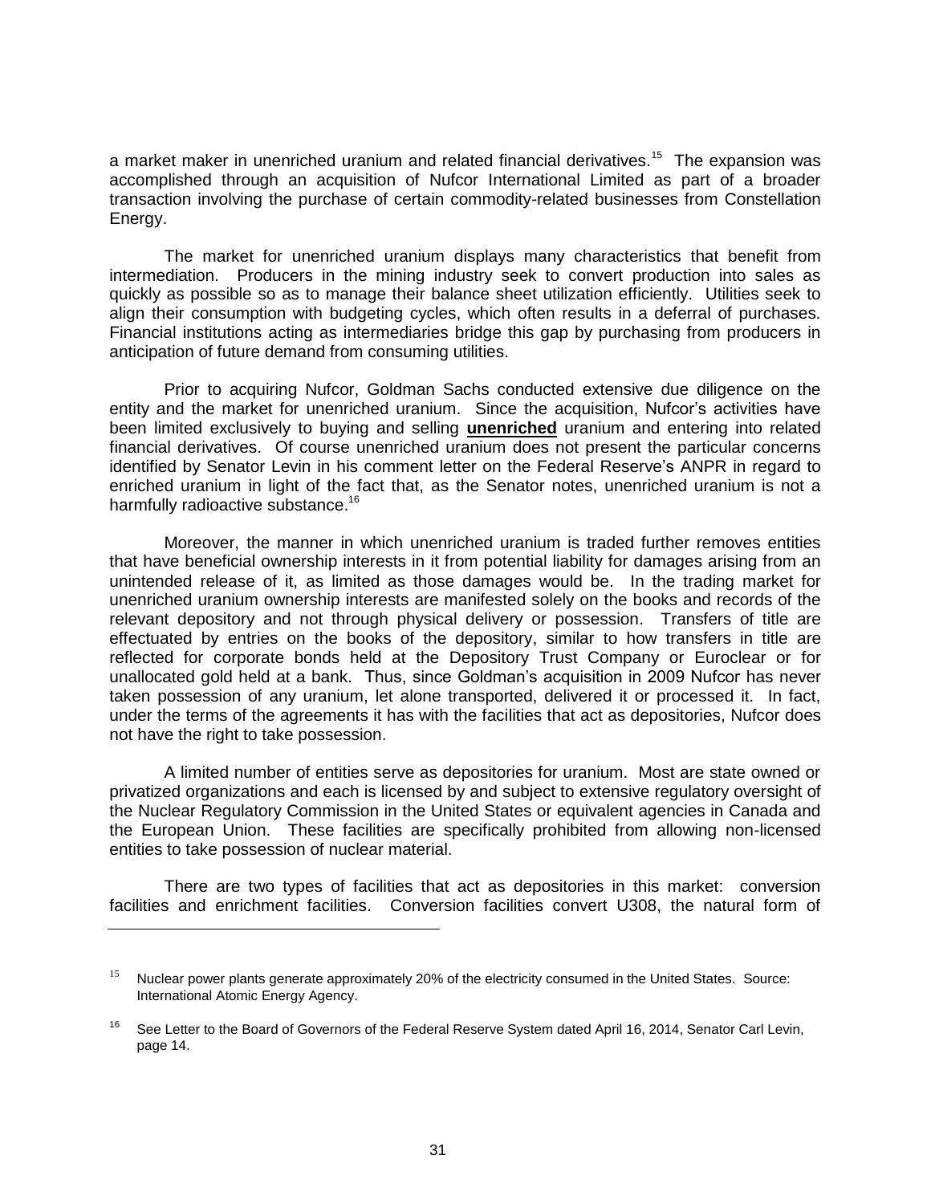a market maker in unenriched uranium and related financial derivatives.[15] The expansion was accomplished through an acquisition of Nufcor International Limited as part of a broader transaction involving the purchase of certain commodity-related businesses from Constellation Energy.

The market for unenriched uranium displays many characteristics that benefit from intermediation. Producers in the mining industry seek to convert production into sales as quickly as possible so as to manage their balance sheet utilization efficiently. Utilities seek to align their consumption with budgeting cycles, which often results in a deferral of purchases. Financial institutions acting as intermediaries bridge this gap by purchasing from producers in anticipation of future demand from consuming utilities.

Prior to acquiring Nufcor, Goldman Sachs conducted extensive due diligence on the entity and the market for unenriched uranium. Since the acquisition, Nufcor's activities have been limited exclusively to buying and selling **unenriched** uranium and entering into related financial derivatives. Of course unenriched uranium does not present the particular concerns identified by Senator Levin in his comment letter on the Federal Reserve's ANPR in regard to enriched uranium in light of the fact that, as the Senator notes, unenriched uranium is not a harmfully radioactive substance.[16]

Moreover, the manner in which unenriched uranium is traded further removes entities that have beneficial ownership interests in it from potential liability for damages arising from an unintended release of it, as limited as those damages would be. In the trading market for unenriched uranium ownership interests are manifested solely on the books and records of the relevant depository and not through physical delivery or possession. Transfers of title are effectuated by entries on the books of the depository, similar to how transfers in title are reflected for corporate bonds held at the Depository Trust Company or Euroclear or for unallocated gold held at a bank. Thus, since Goldman's acquisition in 2009 Nufcor has never taken possession of any uranium, let alone transported, delivered it or processed it. In fact, under the terms of the agreements it has with the facilities that act as depositories, Nufcor does not have the right to take possession.

A limited number of entities serve as depositories for uranium. Most are state owned or privatized organizations and each is licensed by and subject to extensive regulatory oversight of the Nuclear Regulatory Commission in the United States or equivalent agencies in Canada and the European Union. These facilities are specifically prohibited from allowing non-licensed entities to take possession of nuclear material.

There are two types of facilities that act as depositories in this market: conversion facilities and enrichment facilities. Conversion facilities convert U308, the natural form of

---

[15] Nuclear power plants generate approximately 20% of the electricity consumed in the United States. Source: International Atomic Energy Agency.

[16] See Letter to the Board of Governors of the Federal Reserve System dated April 16, 2014, Senator Carl Levin, page 14.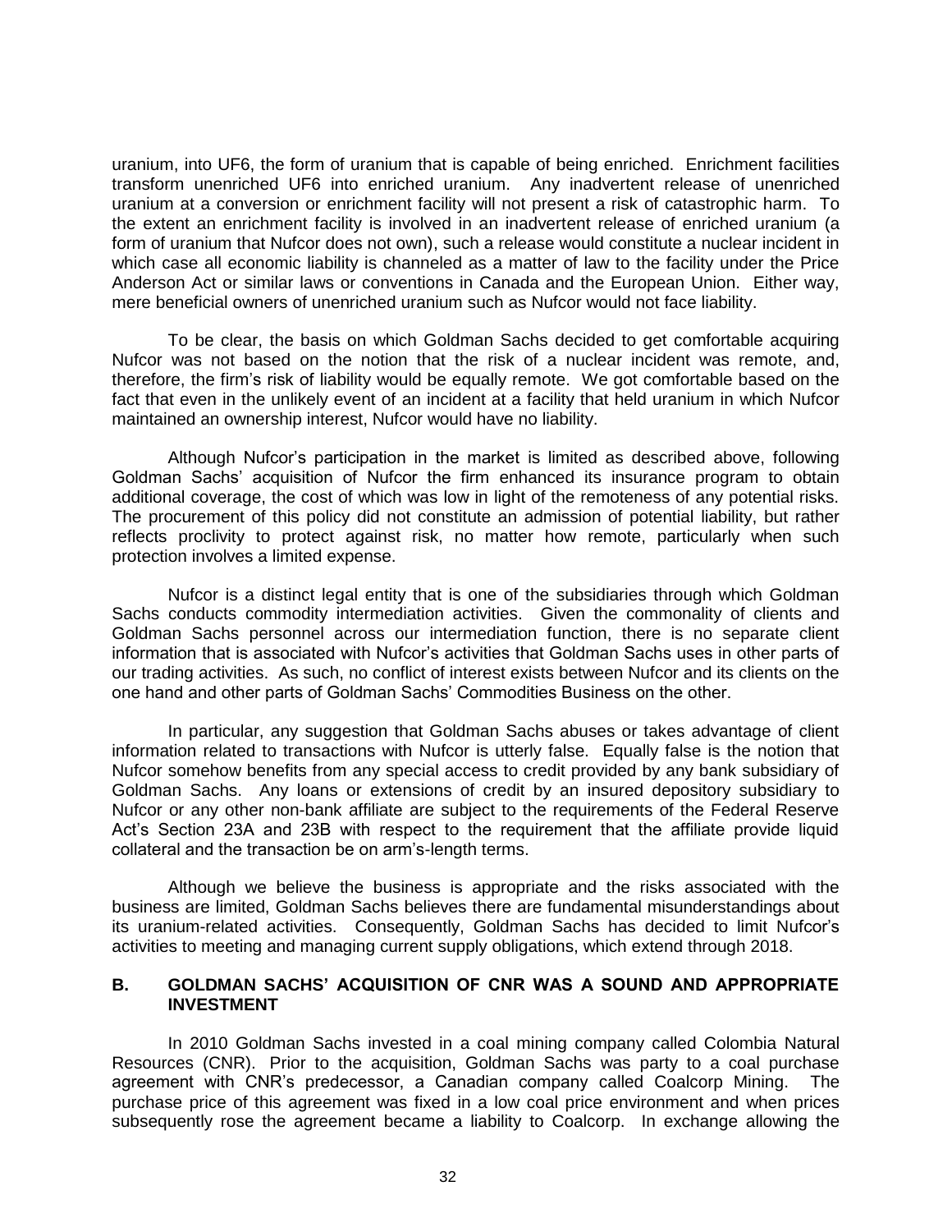uranium, into UF6, the form of uranium that is capable of being enriched. Enrichment facilities transform unenriched UF6 into enriched uranium. Any inadvertent release of unenriched uranium at a conversion or enrichment facility will not present a risk of catastrophic harm. To the extent an enrichment facility is involved in an inadvertent release of enriched uranium (a form of uranium that Nufcor does not own), such a release would constitute a nuclear incident in which case all economic liability is channeled as a matter of law to the facility under the Price Anderson Act or similar laws or conventions in Canada and the European Union. Either way, mere beneficial owners of unenriched uranium such as Nufcor would not face liability.

To be clear, the basis on which Goldman Sachs decided to get comfortable acquiring Nufcor was not based on the notion that the risk of a nuclear incident was remote, and, therefore, the firm's risk of liability would be equally remote. We got comfortable based on the fact that even in the unlikely event of an incident at a facility that held uranium in which Nufcor maintained an ownership interest, Nufcor would have no liability.

Although Nufcor's participation in the market is limited as described above, following Goldman Sachs' acquisition of Nufcor the firm enhanced its insurance program to obtain additional coverage, the cost of which was low in light of the remoteness of any potential risks. The procurement of this policy did not constitute an admission of potential liability, but rather reflects proclivity to protect against risk, no matter how remote, particularly when such protection involves a limited expense.

Nufcor is a distinct legal entity that is one of the subsidiaries through which Goldman Sachs conducts commodity intermediation activities. Given the commonality of clients and Goldman Sachs personnel across our intermediation function, there is no separate client information that is associated with Nufcor's activities that Goldman Sachs uses in other parts of our trading activities. As such, no conflict of interest exists between Nufcor and its clients on the one hand and other parts of Goldman Sachs' Commodities Business on the other.

In particular, any suggestion that Goldman Sachs abuses or takes advantage of client information related to transactions with Nufcor is utterly false. Equally false is the notion that Nufcor somehow benefits from any special access to credit provided by any bank subsidiary of Goldman Sachs. Any loans or extensions of credit by an insured depository subsidiary to Nufcor or any other non-bank affiliate are subject to the requirements of the Federal Reserve Act's Section 23A and 23B with respect to the requirement that the affiliate provide liquid collateral and the transaction be on arm's-length terms.

Although we believe the business is appropriate and the risks associated with the business are limited, Goldman Sachs believes there are fundamental misunderstandings about its uranium-related activities. Consequently, Goldman Sachs has decided to limit Nufcor's activities to meeting and managing current supply obligations, which extend through 2018.

### B. GOLDMAN SACHS' ACQUISITION OF CNR WAS A SOUND AND APPROPRIATE INVESTMENT

In 2010 Goldman Sachs invested in a coal mining company called Colombia Natural Resources (CNR). Prior to the acquisition, Goldman Sachs was party to a coal purchase agreement with CNR's predecessor, a Canadian company called Coalcorp Mining. The purchase price of this agreement was fixed in a low coal price environment and when prices subsequently rose the agreement became a liability to Coalcorp. In exchange allowing the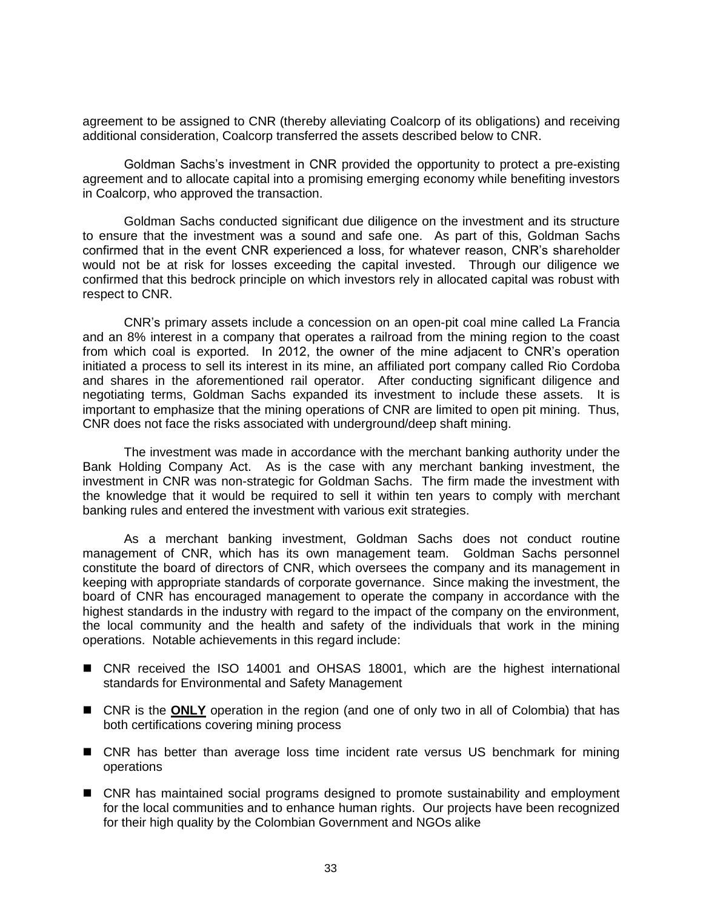agreement to be assigned to CNR (thereby alleviating Coalcorp of its obligations) and receiving additional consideration, Coalcorp transferred the assets described below to CNR.

Goldman Sachs's investment in CNR provided the opportunity to protect a pre-existing agreement and to allocate capital into a promising emerging economy while benefiting investors in Coalcorp, who approved the transaction.

Goldman Sachs conducted significant due diligence on the investment and its structure to ensure that the investment was a sound and safe one. As part of this, Goldman Sachs confirmed that in the event CNR experienced a loss, for whatever reason, CNR's shareholder would not be at risk for losses exceeding the capital invested. Through our diligence we confirmed that this bedrock principle on which investors rely in allocated capital was robust with respect to CNR.

CNR's primary assets include a concession on an open-pit coal mine called La Francia and an 8% interest in a company that operates a railroad from the mining region to the coast from which coal is exported. In 2012, the owner of the mine adjacent to CNR's operation initiated a process to sell its interest in its mine, an affiliated port company called Rio Cordoba and shares in the aforementioned rail operator. After conducting significant diligence and negotiating terms, Goldman Sachs expanded its investment to include these assets. It is important to emphasize that the mining operations of CNR are limited to open pit mining. Thus, CNR does not face the risks associated with underground/deep shaft mining.

The investment was made in accordance with the merchant banking authority under the Bank Holding Company Act. As is the case with any merchant banking investment, the investment in CNR was non-strategic for Goldman Sachs. The firm made the investment with the knowledge that it would be required to sell it within ten years to comply with merchant banking rules and entered the investment with various exit strategies.

As a merchant banking investment, Goldman Sachs does not conduct routine management of CNR, which has its own management team. Goldman Sachs personnel constitute the board of directors of CNR, which oversees the company and its management in keeping with appropriate standards of corporate governance. Since making the investment, the board of CNR has encouraged management to operate the company in accordance with the highest standards in the industry with regard to the impact of the company on the environment, the local community and the health and safety of the individuals that work in the mining operations. Notable achievements in this regard include:

- CNR received the ISO 14001 and OHSAS 18001, which are the highest international standards for Environmental and Safety Management
- CNR is the **ONLY** operation in the region (and one of only two in all of Colombia) that has both certifications covering mining process
- CNR has better than average loss time incident rate versus US benchmark for mining operations
- CNR has maintained social programs designed to promote sustainability and employment for the local communities and to enhance human rights. Our projects have been recognized for their high quality by the Colombian Government and NGOs alike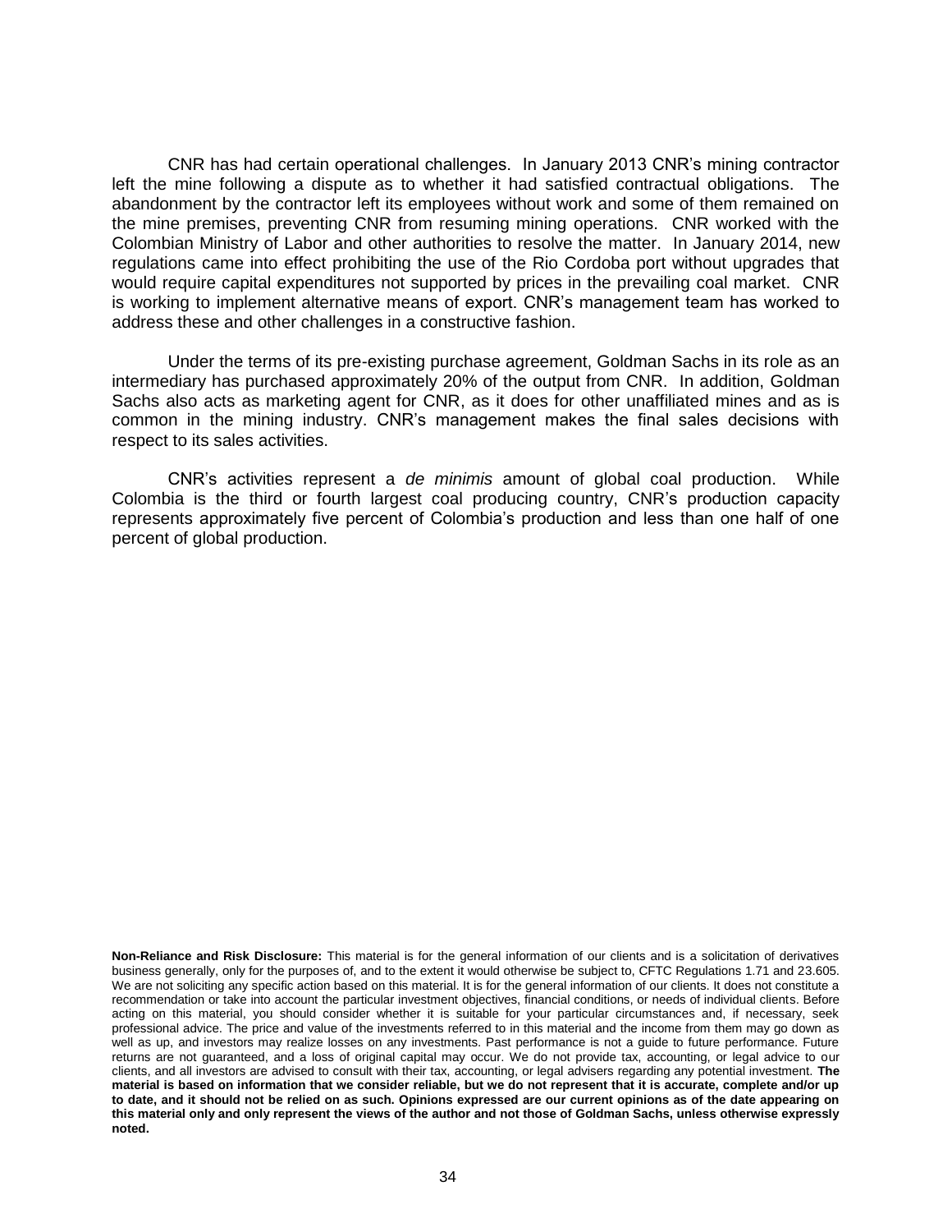CNR has had certain operational challenges. In January 2013 CNR's mining contractor left the mine following a dispute as to whether it had satisfied contractual obligations. The abandonment by the contractor left its employees without work and some of them remained on the mine premises, preventing CNR from resuming mining operations. CNR worked with the Colombian Ministry of Labor and other authorities to resolve the matter. In January 2014, new regulations came into effect prohibiting the use of the Rio Cordoba port without upgrades that would require capital expenditures not supported by prices in the prevailing coal market. CNR is working to implement alternative means of export. CNR's management team has worked to address these and other challenges in a constructive fashion.

Under the terms of its pre-existing purchase agreement, Goldman Sachs in its role as an intermediary has purchased approximately 20% of the output from CNR. In addition, Goldman Sachs also acts as marketing agent for CNR, as it does for other unaffiliated mines and as is common in the mining industry. CNR's management makes the final sales decisions with respect to its sales activities.

CNR's activities represent a *de minimis* amount of global coal production. While Colombia is the third or fourth largest coal producing country, CNR's production capacity represents approximately five percent of Colombia's production and less than one half of one percent of global production.

**Non-Reliance and Risk Disclosure:** This material is for the general information of our clients and is a solicitation of derivatives business generally, only for the purposes of, and to the extent it would otherwise be subject to, CFTC Regulations 1.71 and 23.605. We are not soliciting any specific action based on this material. It is for the general information of our clients. It does not constitute a recommendation or take into account the particular investment objectives, financial conditions, or needs of individual clients. Before acting on this material, you should consider whether it is suitable for your particular circumstances and, if necessary, seek professional advice. The price and value of the investments referred to in this material and the income from them may go down as well as up, and investors may realize losses on any investments. Past performance is not a guide to future performance. Future returns are not guaranteed, and a loss of original capital may occur. We do not provide tax, accounting, or legal advice to our clients, and all investors are advised to consult with their tax, accounting, or legal advisers regarding any potential investment. **The material is based on information that we consider reliable, but we do not represent that it is accurate, complete and/or up to date, and it should not be relied on as such. Opinions expressed are our current opinions as of the date appearing on this material only and only represent the views of the author and not those of Goldman Sachs, unless otherwise expressly noted.**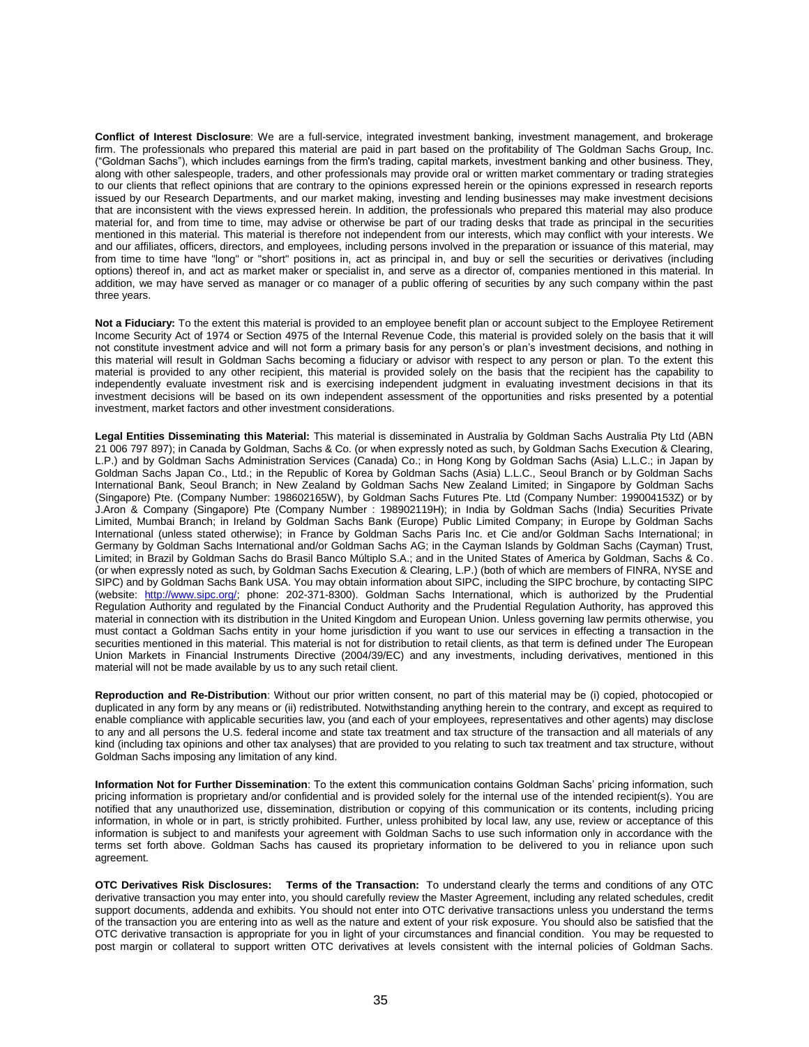**Conflict of Interest Disclosure**: We are a full-service, integrated investment banking, investment management, and brokerage firm. The professionals who prepared this material are paid in part based on the profitability of The Goldman Sachs Group, Inc. ("Goldman Sachs"), which includes earnings from the firm's trading, capital markets, investment banking and other business. They, along with other salespeople, traders, and other professionals may provide oral or written market commentary or trading strategies to our clients that reflect opinions that are contrary to the opinions expressed herein or the opinions expressed in research reports issued by our Research Departments, and our market making, investing and lending businesses may make investment decisions that are inconsistent with the views expressed herein. In addition, the professionals who prepared this material may also produce material for, and from time to time, may advise or otherwise be part of our trading desks that trade as principal in the securities mentioned in this material. This material is therefore not independent from our interests, which may conflict with your interests. We and our affiliates, officers, directors, and employees, including persons involved in the preparation or issuance of this material, may from time to time have "long" or "short" positions in, act as principal in, and buy or sell the securities or derivatives (including options) thereof in, and act as market maker or specialist in, and serve as a director of, companies mentioned in this material. In addition, we may have served as manager or co manager of a public offering of securities by any such company within the past three years.

**Not a Fiduciary:** To the extent this material is provided to an employee benefit plan or account subject to the Employee Retirement Income Security Act of 1974 or Section 4975 of the Internal Revenue Code, this material is provided solely on the basis that it will not constitute investment advice and will not form a primary basis for any person's or plan's investment decisions, and nothing in this material will result in Goldman Sachs becoming a fiduciary or advisor with respect to any person or plan. To the extent this material is provided to any other recipient, this material is provided solely on the basis that the recipient has the capability to independently evaluate investment risk and is exercising independent judgment in evaluating investment decisions in that its investment decisions will be based on its own independent assessment of the opportunities and risks presented by a potential investment, market factors and other investment considerations.

**Legal Entities Disseminating this Material:** This material is disseminated in Australia by Goldman Sachs Australia Pty Ltd (ABN 21 006 797 897); in Canada by Goldman, Sachs & Co. (or when expressly noted as such, by Goldman Sachs Execution & Clearing, L.P.) and by Goldman Sachs Administration Services (Canada) Co.; in Hong Kong by Goldman Sachs (Asia) L.L.C.; in Japan by Goldman Sachs Japan Co., Ltd.; in the Republic of Korea by Goldman Sachs (Asia) L.L.C., Seoul Branch or by Goldman Sachs International Bank, Seoul Branch; in New Zealand by Goldman Sachs New Zealand Limited; in Singapore by Goldman Sachs (Singapore) Pte. (Company Number: 198602165W), by Goldman Sachs Futures Pte. Ltd (Company Number: 199004153Z) or by J.Aron & Company (Singapore) Pte (Company Number : 198902119H); in India by Goldman Sachs (India) Securities Private Limited, Mumbai Branch; in Ireland by Goldman Sachs Bank (Europe) Public Limited Company; in Europe by Goldman Sachs International (unless stated otherwise); in France by Goldman Sachs Paris Inc. et Cie and/or Goldman Sachs International; in Germany by Goldman Sachs International and/or Goldman Sachs AG; in the Cayman Islands by Goldman Sachs (Cayman) Trust, Limited; in Brazil by Goldman Sachs do Brasil Banco Múltiplo S.A.; and in the United States of America by Goldman, Sachs & Co. (or when expressly noted as such, by Goldman Sachs Execution & Clearing, L.P.) (both of which are members of FINRA, NYSE and SIPC) and by Goldman Sachs Bank USA. You may obtain information about SIPC, including the SIPC brochure, by contacting SIPC (website: [http://www.sipc.org/](http://www.sipc.org/); phone: 202-371-8300). Goldman Sachs International, which is authorized by the Prudential Regulation Authority and regulated by the Financial Conduct Authority and the Prudential Regulation Authority, has approved this material in connection with its distribution in the United Kingdom and European Union. Unless governing law permits otherwise, you must contact a Goldman Sachs entity in your home jurisdiction if you want to use our services in effecting a transaction in the securities mentioned in this material. This material is not for distribution to retail clients, as that term is defined under The European Union Markets in Financial Instruments Directive (2004/39/EC) and any investments, including derivatives, mentioned in this material will not be made available by us to any such retail client.

**Reproduction and Re-Distribution**: Without our prior written consent, no part of this material may be (i) copied, photocopied or duplicated in any form by any means or (ii) redistributed. Notwithstanding anything herein to the contrary, and except as required to enable compliance with applicable securities law, you (and each of your employees, representatives and other agents) may disclose to any and all persons the U.S. federal income and state tax treatment and tax structure of the transaction and all materials of any kind (including tax opinions and other tax analyses) that are provided to you relating to such tax treatment and tax structure, without Goldman Sachs imposing any limitation of any kind.

**Information Not for Further Dissemination**: To the extent this communication contains Goldman Sachs' pricing information, such pricing information is proprietary and/or confidential and is provided solely for the internal use of the intended recipient(s). You are notified that any unauthorized use, dissemination, distribution or copying of this communication or its contents, including pricing information, in whole or in part, is strictly prohibited. Further, unless prohibited by local law, any use, review or acceptance of this information is subject to and manifests your agreement with Goldman Sachs to use such information only in accordance with the terms set forth above. Goldman Sachs has caused its proprietary information to be delivered to you in reliance upon such agreement.

**OTC Derivatives Risk Disclosures: Terms of the Transaction:** To understand clearly the terms and conditions of any OTC derivative transaction you may enter into, you should carefully review the Master Agreement, including any related schedules, credit support documents, addenda and exhibits. You should not enter into OTC derivative transactions unless you understand the terms of the transaction you are entering into as well as the nature and extent of your risk exposure. You should also be satisfied that the OTC derivative transaction is appropriate for you in light of your circumstances and financial condition. You may be requested to post margin or collateral to support written OTC derivatives at levels consistent with the internal policies of Goldman Sachs.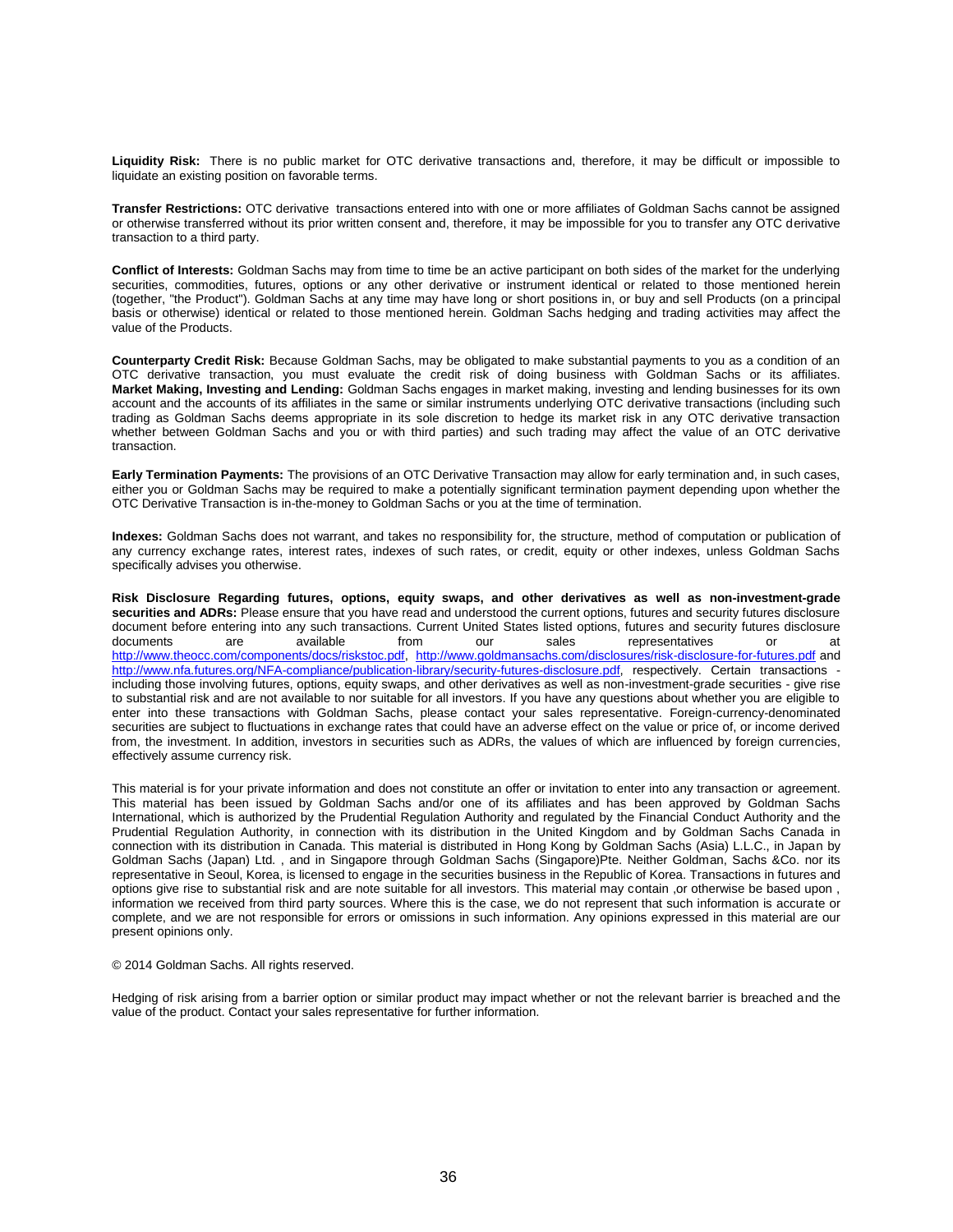**Liquidity Risk:** There is no public market for OTC derivative transactions and, therefore, it may be difficult or impossible to liquidate an existing position on favorable terms.

**Transfer Restrictions:** OTC derivative transactions entered into with one or more affiliates of Goldman Sachs cannot be assigned or otherwise transferred without its prior written consent and, therefore, it may be impossible for you to transfer any OTC derivative transaction to a third party.

**Conflict of Interests:** Goldman Sachs may from time to time be an active participant on both sides of the market for the underlying securities, commodities, futures, options or any other derivative or instrument identical or related to those mentioned herein (together, "the Product"). Goldman Sachs at any time may have long or short positions in, or buy and sell Products (on a principal basis or otherwise) identical or related to those mentioned herein. Goldman Sachs hedging and trading activities may affect the value of the Products.

**Counterparty Credit Risk:** Because Goldman Sachs, may be obligated to make substantial payments to you as a condition of an OTC derivative transaction, you must evaluate the credit risk of doing business with Goldman Sachs or its affiliates. **Market Making, Investing and Lending:** Goldman Sachs engages in market making, investing and lending businesses for its own account and the accounts of its affiliates in the same or similar instruments underlying OTC derivative transactions (including such trading as Goldman Sachs deems appropriate in its sole discretion to hedge its market risk in any OTC derivative transaction whether between Goldman Sachs and you or with third parties) and such trading may affect the value of an OTC derivative transaction.

**Early Termination Payments:** The provisions of an OTC Derivative Transaction may allow for early termination and, in such cases, either you or Goldman Sachs may be required to make a potentially significant termination payment depending upon whether the OTC Derivative Transaction is in-the-money to Goldman Sachs or you at the time of termination.

**Indexes:** Goldman Sachs does not warrant, and takes no responsibility for, the structure, method of computation or publication of any currency exchange rates, interest rates, indexes of such rates, or credit, equity or other indexes, unless Goldman Sachs specifically advises you otherwise.

**Risk Disclosure Regarding futures, options, equity swaps, and other derivatives as well as non-investment-grade securities and ADRs:** Please ensure that you have read and understood the current options, futures and security futures disclosure document before entering into any such transactions. Current United States listed options, futures and security futures disclosure documents are available from our sales representatives or at http://www.theocc.com/components/docs/riskstoc.pdf, http://www.goldmansachs.com/disclosures/risk-disclosure-for-futures.pdf and http://www.nfa.futures.org/NFA-compliance/publication-library/security-futures-disclosure.pdf, respectively. Certain transactions - including those involving futures, options, equity swaps, and other derivatives as well as non-investment-grade securities - give rise to substantial risk and are not available to nor suitable for all investors. If you have any questions about whether you are eligible to enter into these transactions with Goldman Sachs, please contact your sales representative. Foreign-currency-denominated securities are subject to fluctuations in exchange rates that could have an adverse effect on the value or price of, or income derived from, the investment. In addition, investors in securities such as ADRs, the values of which are influenced by foreign currencies, effectively assume currency risk.

This material is for your private information and does not constitute an offer or invitation to enter into any transaction or agreement. This material has been issued by Goldman Sachs and/or one of its affiliates and has been approved by Goldman Sachs International, which is authorized by the Prudential Regulation Authority and regulated by the Financial Conduct Authority and the Prudential Regulation Authority, in connection with its distribution in the United Kingdom and by Goldman Sachs Canada in connection with its distribution in Canada. This material is distributed in Hong Kong by Goldman Sachs (Asia) L.L.C., in Japan by Goldman Sachs (Japan) Ltd. , and in Singapore through Goldman Sachs (Singapore)Pte. Neither Goldman, Sachs &Co. nor its representative in Seoul, Korea, is licensed to engage in the securities business in the Republic of Korea. Transactions in futures and options give rise to substantial risk and are note suitable for all investors. This material may contain ,or otherwise be based upon , information we received from third party sources. Where this is the case, we do not represent that such information is accurate or complete, and we are not responsible for errors or omissions in such information. Any opinions expressed in this material are our present opinions only.

© 2014 Goldman Sachs. All rights reserved.

Hedging of risk arising from a barrier option or similar product may impact whether or not the relevant barrier is breached and the value of the product. Contact your sales representative for further information.